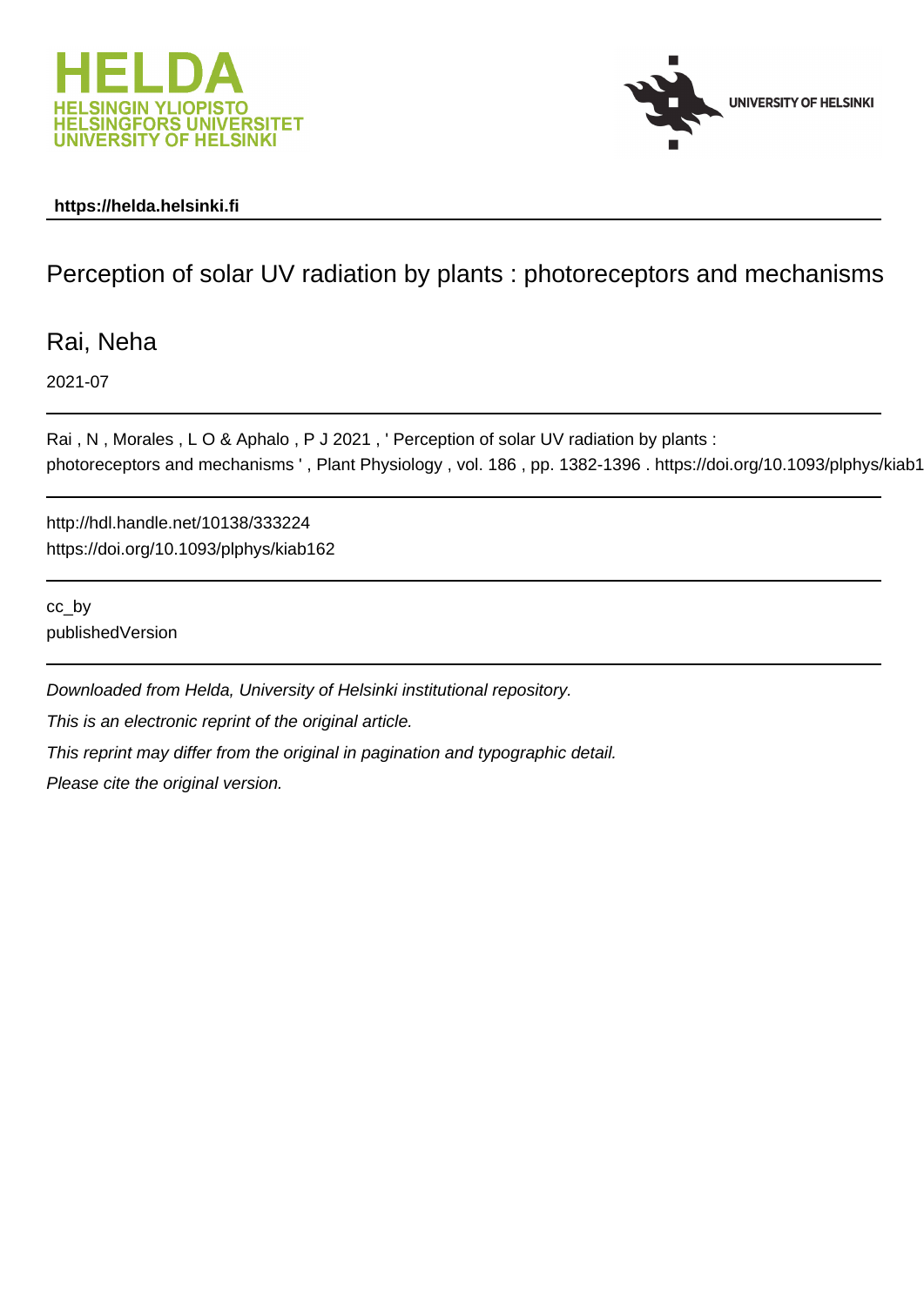HELDA
HELSINGIN YLIOPISTO
HELSINGFORS UNIVERSITET
UNIVERSITY OF HELSINKI

UNIVERSITY OF HELSINKI

**https://helda.helsinki.fi**

# Perception of solar UV radiation by plants : photoreceptors and mechanisms

Rai, Neha

2021-07

Rai , N , Morales , L O & Aphalo , P J 2021 , ' Perception of solar UV radiation by plants : photoreceptors and mechanisms ' , Plant Physiology , vol. 186 , pp. 1382-1396 . https://doi.org/10.1093/plphys/kiab1

http://hdl.handle.net/10138/333224
https://doi.org/10.1093/plphys/kiab162

cc_by
publishedVersion

*Downloaded from Helda, University of Helsinki institutional repository.*

*This is an electronic reprint of the original article.*

*This reprint may differ from the original in pagination and typographic detail.*

*Please cite the original version.*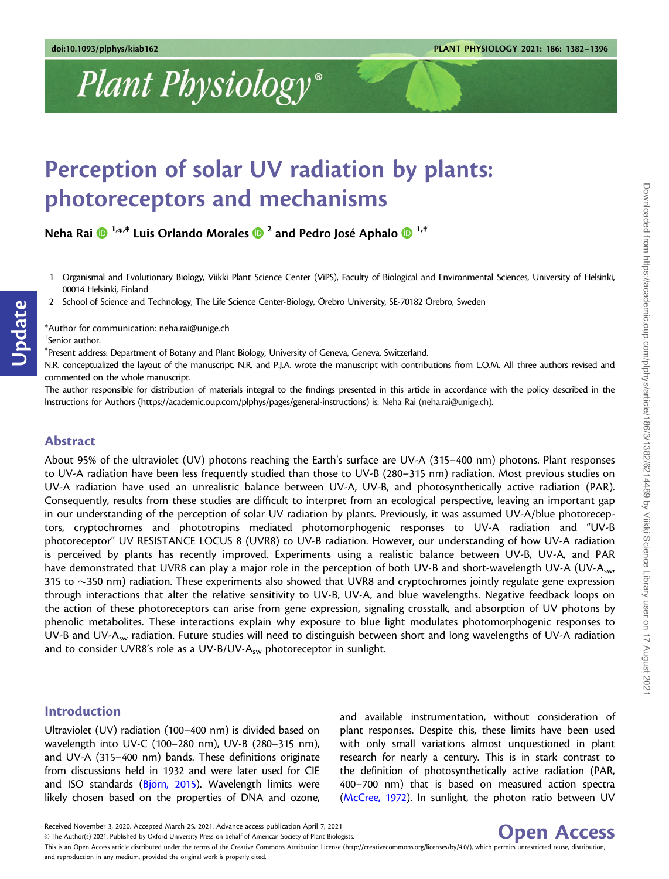# Perception of solar UV radiation by plants: photoreceptors and mechanisms

**Neha Rai** [1,*,‡] **Luis Orlando Morales** [2] **and Pedro José Aphalo** [1,†]

1 Organismal and Evolutionary Biology, Viikki Plant Science Center (ViPS), Faculty of Biological and Environmental Sciences, University of Helsinki, 00014 Helsinki, Finland

2 School of Science and Technology, The Life Science Center-Biology, Örebro University, SE-70182 Örebro, Sweden

*Author for communication: neha.rai@unige.ch

†Senior author.

‡Present address: Department of Botany and Plant Biology, University of Geneva, Geneva, Switzerland.

N.R. conceptualized the layout of the manuscript. N.R. and P.J.A. wrote the manuscript with contributions from L.O.M. All three authors revised and commented on the whole manuscript.

The author responsible for distribution of materials integral to the findings presented in this article in accordance with the policy described in the Instructions for Authors (https://academic.oup.com/plphys/pages/general-instructions) is: Neha Rai (neha.rai@unige.ch).

## Abstract

About 95% of the ultraviolet (UV) photons reaching the Earth's surface are UV-A (315–400 nm) photons. Plant responses to UV-A radiation have been less frequently studied than those to UV-B (280–315 nm) radiation. Most previous studies on UV-A radiation have used an unrealistic balance between UV-A, UV-B, and photosynthetically active radiation (PAR). Consequently, results from these studies are difficult to interpret from an ecological perspective, leaving an important gap in our understanding of the perception of solar UV radiation by plants. Previously, it was assumed UV-A/blue photoreceptors, cryptochromes and phototropins mediated photomorphogenic responses to UV-A radiation and "UV-B photoreceptor" UV RESISTANCE LOCUS 8 (UVR8) to UV-B radiation. However, our understanding of how UV-A radiation is perceived by plants has recently improved. Experiments using a realistic balance between UV-B, UV-A, and PAR have demonstrated that UVR8 can play a major role in the perception of both UV-B and short-wavelength UV-A (UV-A$_{sw}$, 315 to ~350 nm) radiation. These experiments also showed that UVR8 and cryptochromes jointly regulate gene expression through interactions that alter the relative sensitivity to UV-B, UV-A, and blue wavelengths. Negative feedback loops on the action of these photoreceptors can arise from gene expression, signaling crosstalk, and absorption of UV photons by phenolic metabolites. These interactions explain why exposure to blue light modulates photomorphogenic responses to UV-B and UV-A$_{sw}$ radiation. Future studies will need to distinguish between short and long wavelengths of UV-A radiation and to consider UVR8's role as a UV-B/UV-A$_{sw}$ photoreceptor in sunlight.

## Introduction

Ultraviolet (UV) radiation (100–400 nm) is divided based on wavelength into UV-C (100–280 nm), UV-B (280–315 nm), and UV-A (315–400 nm) bands. These definitions originate from discussions held in 1932 and were later used for CIE and ISO standards (Björn, 2015). Wavelength limits were likely chosen based on the properties of DNA and ozone, and available instrumentation, without consideration of plant responses. Despite this, these limits have been used with only small variations almost unquestioned in plant research for nearly a century. This is in stark contrast to the definition of photosynthetically active radiation (PAR, 400–700 nm) that is based on measured action spectra (McCree, 1972). In sunlight, the photon ratio between UV

Received November 3, 2020. Accepted March 25, 2021. Advance access publication April 7, 2021

© The Author(s) 2021. Published by Oxford University Press on behalf of American Society of Plant Biologists.

This is an Open Access article distributed under the terms of the Creative Commons Attribution License (http://creativecommons.org/licenses/by/4.0/), which permits unrestricted reuse, distribution, and reproduction in any medium, provided the original work is properly cited.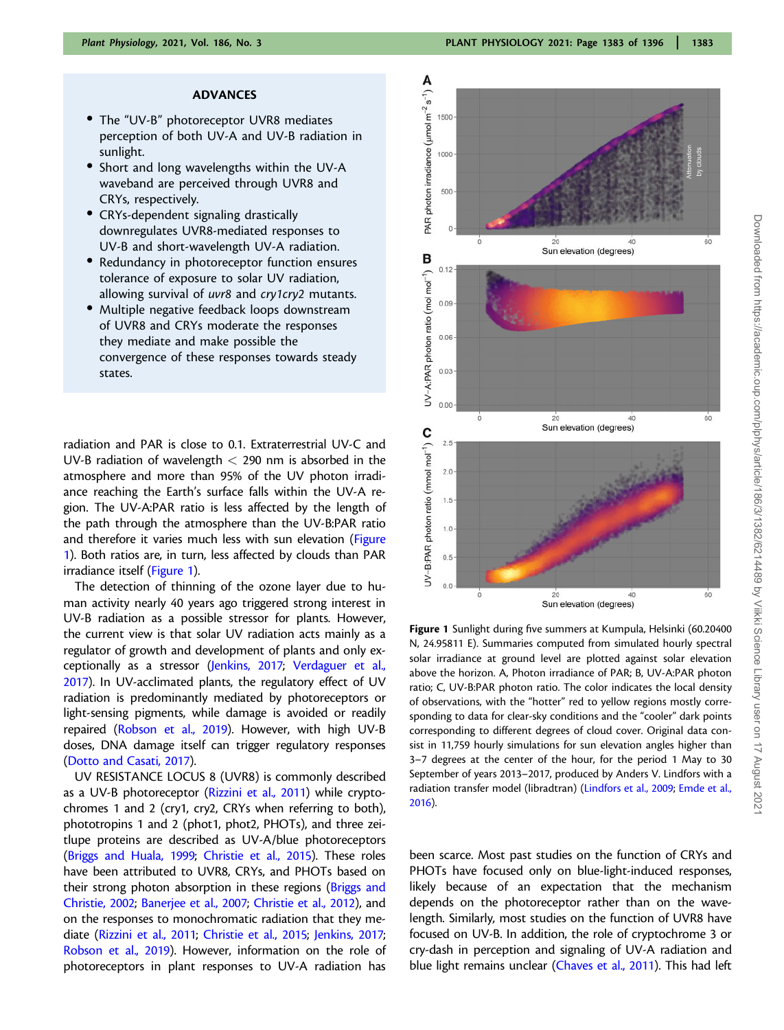## ADVANCES

- The "UV-B" photoreceptor UVR8 mediates perception of both UV-A and UV-B radiation in sunlight.
- Short and long wavelengths within the UV-A waveband are perceived through UVR8 and CRYs, respectively.
- CRYs-dependent signaling drastically downregulates UVR8-mediated responses to UV-B and short-wavelength UV-A radiation.
- Redundancy in photoreceptor function ensures tolerance of exposure to solar UV radiation, allowing survival of *uvr8* and *cry1cry2* mutants.
- Multiple negative feedback loops downstream of UVR8 and CRYs moderate the responses they mediate and make possible the convergence of these responses towards steady states.

radiation and PAR is close to 0.1. Extraterrestrial UV-C and UV-B radiation of wavelength < 290 nm is absorbed in the atmosphere and more than 95% of the UV photon irradiance reaching the Earth's surface falls within the UV-A region. The UV-A:PAR ratio is less affected by the length of the path through the atmosphere than the UV-B:PAR ratio and therefore it varies much less with sun elevation (Figure 1). Both ratios are, in turn, less affected by clouds than PAR irradiance itself (Figure 1).

The detection of thinning of the ozone layer due to human activity nearly 40 years ago triggered strong interest in UV-B radiation as a possible stressor for plants. However, the current view is that solar UV radiation acts mainly as a regulator of growth and development of plants and only exceptionally as a stressor (Jenkins, 2017; Verdaguer et al., 2017). In UV-acclimated plants, the regulatory effect of UV radiation is predominantly mediated by photoreceptors or light-sensing pigments, while damage is avoided or readily repaired (Robson et al., 2019). However, with high UV-B doses, DNA damage itself can trigger regulatory responses (Dotto and Casati, 2017).

UV RESISTANCE LOCUS 8 (UVR8) is commonly described as a UV-B photoreceptor (Rizzini et al., 2011) while cryptochromes 1 and 2 (cry1, cry2, CRYs when referring to both), phototropins 1 and 2 (phot1, phot2, PHOTs), and three zeitlupe proteins are described as UV-A/blue photoreceptors (Briggs and Huala, 1999; Christie et al., 2015). These roles have been attributed to UVR8, CRYs, and PHOTs based on their strong photon absorption in these regions (Briggs and Christie, 2002; Banerjee et al., 2007; Christie et al., 2012), and on the responses to monochromatic radiation that they mediate (Rizzini et al., 2011; Christie et al., 2015; Jenkins, 2017; Robson et al., 2019). However, information on the role of photoreceptors in plant responses to UV-A radiation has been scarce. Most past studies on the function of CRYs and PHOTs have focused only on blue-light-induced responses, likely because of an expectation that the mechanism depends on the photoreceptor rather than on the wavelength. Similarly, most studies on the function of UVR8 have focused on UV-B. In addition, the role of cryptochrome 3 or cry-dash in perception and signaling of UV-A radiation and blue light remains unclear (Chaves et al., 2011). This had left

**Figure 1** Sunlight during five summers at Kumpula, Helsinki (60.20400 N, 24.95811 E). Summaries computed from simulated hourly spectral solar irradiance at ground level are plotted against solar elevation above the horizon. A, Photon irradiance of PAR; B, UV-A:PAR photon ratio; C, UV-B:PAR photon ratio. The color indicates the local density of observations, with the "hotter" red to yellow regions mostly corresponding to data for clear-sky conditions and the "cooler" dark points corresponding to different degrees of cloud cover. Original data consist in 11,759 hourly simulations for sun elevation angles higher than 3–7 degrees at the center of the hour, for the period 1 May to 30 September of years 2013–2017, produced by Anders V. Lindfors with a radiation transfer model (libradtran) (Lindfors et al., 2009; Emde et al., 2016).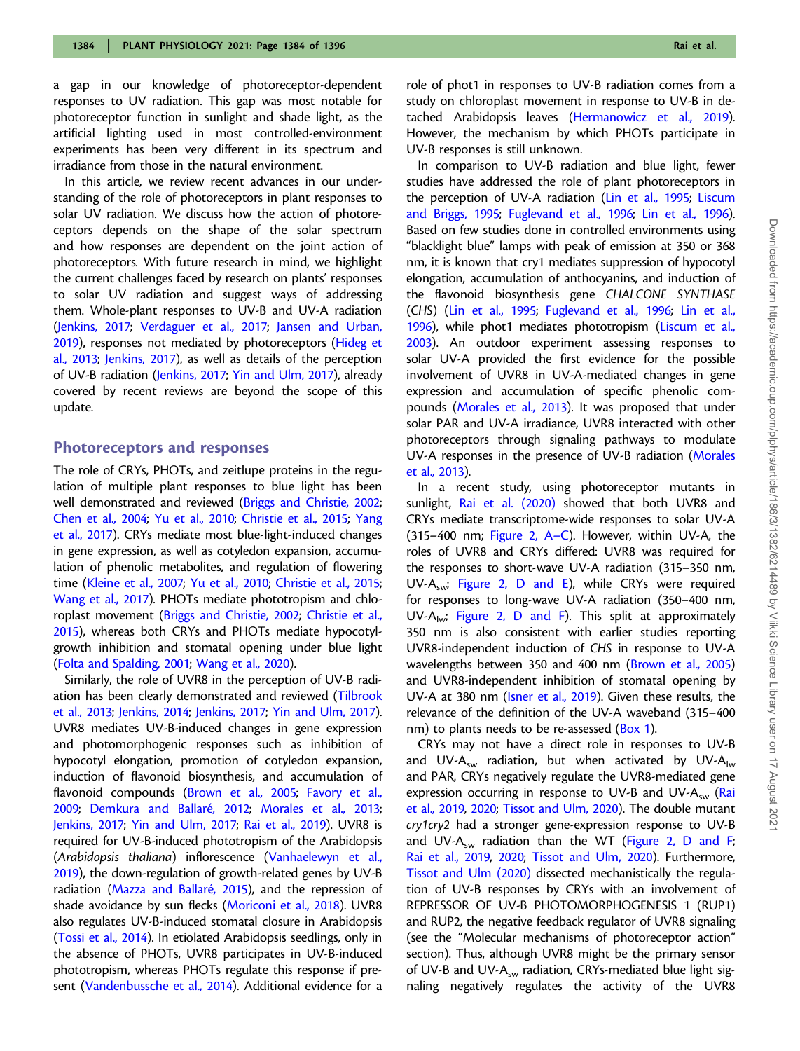a gap in our knowledge of photoreceptor-dependent responses to UV radiation. This gap was most notable for photoreceptor function in sunlight and shade light, as the artificial lighting used in most controlled-environment experiments has been very different in its spectrum and irradiance from those in the natural environment.

In this article, we review recent advances in our understanding of the role of photoreceptors in plant responses to solar UV radiation. We discuss how the action of photoreceptors depends on the shape of the solar spectrum and how responses are dependent on the joint action of photoreceptors. With future research in mind, we highlight the current challenges faced by research on plants' responses to solar UV radiation and suggest ways of addressing them. Whole-plant responses to UV-B and UV-A radiation (Jenkins, 2017; Verdaguer et al., 2017; Jansen and Urban, 2019), responses not mediated by photoreceptors (Hideg et al., 2013; Jenkins, 2017), as well as details of the perception of UV-B radiation (Jenkins, 2017; Yin and Ulm, 2017), already covered by recent reviews are beyond the scope of this update.

## Photoreceptors and responses

The role of CRYs, PHOTs, and zeitlupe proteins in the regulation of multiple plant responses to blue light has been well demonstrated and reviewed (Briggs and Christie, 2002; Chen et al., 2004; Yu et al., 2010; Christie et al., 2015; Yang et al., 2017). CRYs mediate most blue-light-induced changes in gene expression, as well as cotyledon expansion, accumulation of phenolic metabolites, and regulation of flowering time (Kleine et al., 2007; Yu et al., 2010; Christie et al., 2015; Wang et al., 2017). PHOTs mediate phototropism and chloroplast movement (Briggs and Christie, 2002; Christie et al., 2015), whereas both CRYs and PHOTs mediate hypocotyl-growth inhibition and stomatal opening under blue light (Folta and Spalding, 2001; Wang et al., 2020).

Similarly, the role of UVR8 in the perception of UV-B radiation has been clearly demonstrated and reviewed (Tilbrook et al., 2013; Jenkins, 2014; Jenkins, 2017; Yin and Ulm, 2017). UVR8 mediates UV-B-induced changes in gene expression and photomorphogenic responses such as inhibition of hypocotyl elongation, promotion of cotyledon expansion, induction of flavonoid biosynthesis, and accumulation of flavonoid compounds (Brown et al., 2005; Favory et al., 2009; Demkura and Ballaré, 2012; Morales et al., 2013; Jenkins, 2017; Yin and Ulm, 2017; Rai et al., 2019). UVR8 is required for UV-B-induced phototropism of the Arabidopsis (*Arabidopsis thaliana*) inflorescence (Vanhaelewyn et al., 2019), the down-regulation of growth-related genes by UV-B radiation (Mazza and Ballaré, 2015), and the repression of shade avoidance by sun flecks (Moriconi et al., 2018). UVR8 also regulates UV-B-induced stomatal closure in Arabidopsis (Tossi et al., 2014). In etiolated Arabidopsis seedlings, only in the absence of PHOTs, UVR8 participates in UV-B-induced phototropism, whereas PHOTs regulate this response if present (Vandenbussche et al., 2014). Additional evidence for a role of phot1 in responses to UV-B radiation comes from a study on chloroplast movement in response to UV-B in detached Arabidopsis leaves (Hermanowicz et al., 2019). However, the mechanism by which PHOTs participate in UV-B responses is still unknown.

In comparison to UV-B radiation and blue light, fewer studies have addressed the role of plant photoreceptors in the perception of UV-A radiation (Lin et al., 1995; Liscum and Briggs, 1995; Fuglevand et al., 1996; Lin et al., 1996). Based on few studies done in controlled environments using "blacklight blue" lamps with peak of emission at 350 or 368 nm, it is known that cry1 mediates suppression of hypocotyl elongation, accumulation of anthocyanins, and induction of the flavonoid biosynthesis gene *CHALCONE SYNTHASE* (*CHS*) (Lin et al., 1995; Fuglevand et al., 1996; Lin et al., 1996), while phot1 mediates phototropism (Liscum et al., 2003). An outdoor experiment assessing responses to solar UV-A provided the first evidence for the possible involvement of UVR8 in UV-A-mediated changes in gene expression and accumulation of specific phenolic compounds (Morales et al., 2013). It was proposed that under solar PAR and UV-A irradiance, UVR8 interacted with other photoreceptors through signaling pathways to modulate UV-A responses in the presence of UV-B radiation (Morales et al., 2013).

In a recent study, using photoreceptor mutants in sunlight, Rai et al. (2020) showed that both UVR8 and CRYs mediate transcriptome-wide responses to solar UV-A (315–400 nm; Figure 2, A–C). However, within UV-A, the roles of UVR8 and CRYs differed: UVR8 was required for the responses to short-wave UV-A radiation (315–350 nm, UV-$A_{sw}$; Figure 2, D and E), while CRYs were required for responses to long-wave UV-A radiation (350–400 nm, UV-$A_{lw}$; Figure 2, D and F). This split at approximately 350 nm is also consistent with earlier studies reporting UVR8-independent induction of *CHS* in response to UV-A wavelengths between 350 and 400 nm (Brown et al., 2005) and UVR8-independent inhibition of stomatal opening by UV-A at 380 nm (Isner et al., 2019). Given these results, the relevance of the definition of the UV-A waveband (315–400 nm) to plants needs to be re-assessed (Box 1).

CRYs may not have a direct role in responses to UV-B and UV-$A_{sw}$ radiation, but when activated by UV-$A_{lw}$ and PAR, CRYs negatively regulate the UVR8-mediated gene expression occurring in response to UV-B and UV-$A_{sw}$ (Rai et al., 2019, 2020; Tissot and Ulm, 2020). The double mutant *cry1cry2* had a stronger gene-expression response to UV-B and UV-$A_{sw}$ radiation than the WT (Figure 2, D and F; Rai et al., 2019, 2020; Tissot and Ulm, 2020). Furthermore, Tissot and Ulm (2020) dissected mechanistically the regulation of UV-B responses by CRYs with an involvement of REPRESSOR OF UV-B PHOTOMORPHOGENESIS 1 (RUP1) and RUP2, the negative feedback regulator of UVR8 signaling (see the "Molecular mechanisms of photoreceptor action" section). Thus, although UVR8 might be the primary sensor of UV-B and UV-$A_{sw}$ radiation, CRYs-mediated blue light signaling negatively regulates the activity of the UVR8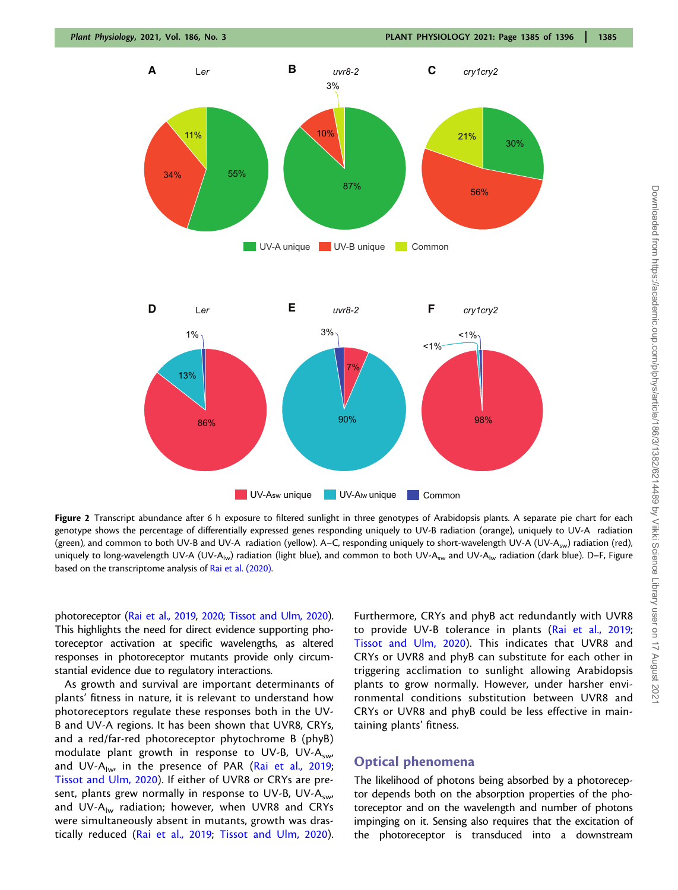**Figure 2** Transcript abundance after 6 h exposure to filtered sunlight in three genotypes of Arabidopsis plants. A separate pie chart for each genotype shows the percentage of differentially expressed genes responding uniquely to UV-B radiation (orange), uniquely to UV-A radiation (green), and common to both UV-B and UV-A radiation (yellow). A–C, responding uniquely to short-wavelength UV-A (UV-$A_{sw}$) radiation (red), uniquely to long-wavelength UV-A (UV-$A_{lw}$) radiation (light blue), and common to both UV-$A_{sw}$ and UV-$A_{lw}$ radiation (dark blue). D–F, Figure based on the transcriptome analysis of Rai et al. (2020).

photoreceptor (Rai et al., 2019, 2020; Tissot and Ulm, 2020). This highlights the need for direct evidence supporting photoreceptor activation at specific wavelengths, as altered responses in photoreceptor mutants provide only circumstantial evidence due to regulatory interactions.

As growth and survival are important determinants of plants' fitness in nature, it is relevant to understand how photoreceptors regulate these responses both in the UV-B and UV-A regions. It has been shown that UVR8, CRYs, and a red/far-red photoreceptor phytochrome B (phyB) modulate plant growth in response to UV-B, UV-$A_{sw}$, and UV-$A_{lw}$, in the presence of PAR (Rai et al., 2019; Tissot and Ulm, 2020). If either of UVR8 or CRYs are present, plants grew normally in response to UV-B, UV-$A_{sw}$, and UV-$A_{lw}$ radiation; however, when UVR8 and CRYs were simultaneously absent in mutants, growth was drastically reduced (Rai et al., 2019; Tissot and Ulm, 2020). Furthermore, CRYs and phyB act redundantly with UVR8 to provide UV-B tolerance in plants (Rai et al., 2019; Tissot and Ulm, 2020). This indicates that UVR8 and CRYs or UVR8 and phyB can substitute for each other in triggering acclimation to sunlight allowing Arabidopsis plants to grow normally. However, under harsher environmental conditions substitution between UVR8 and CRYs or UVR8 and phyB could be less effective in maintaining plants' fitness.

## Optical phenomena

The likelihood of photons being absorbed by a photoreceptor depends both on the absorption properties of the photoreceptor and on the wavelength and number of photons impinging on it. Sensing also requires that the excitation of the photoreceptor is transduced into a downstream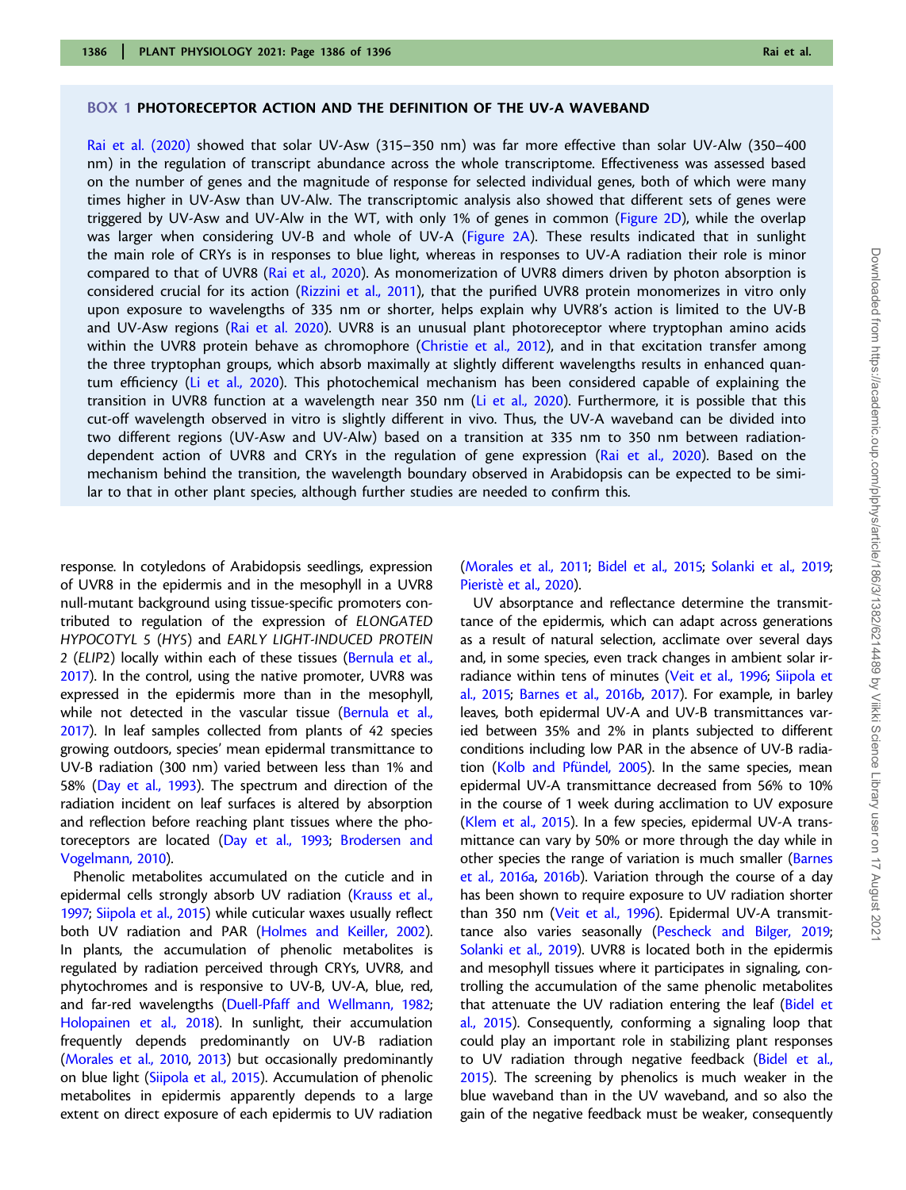### BOX 1 PHOTORECEPTOR ACTION AND THE DEFINITION OF THE UV-A WAVEBAND

Rai et al. (2020) showed that solar UV-Asw (315–350 nm) was far more effective than solar UV-Alw (350–400 nm) in the regulation of transcript abundance across the whole transcriptome. Effectiveness was assessed based on the number of genes and the magnitude of response for selected individual genes, both of which were many times higher in UV-Asw than UV-Alw. The transcriptomic analysis also showed that different sets of genes were triggered by UV-Asw and UV-Alw in the WT, with only 1% of genes in common (Figure 2D), while the overlap was larger when considering UV-B and whole of UV-A (Figure 2A). These results indicated that in sunlight the main role of CRYs is in responses to blue light, whereas in responses to UV-A radiation their role is minor compared to that of UVR8 (Rai et al., 2020). As monomerization of UVR8 dimers driven by photon absorption is considered crucial for its action (Rizzini et al., 2011), that the purified UVR8 protein monomerizes in vitro only upon exposure to wavelengths of 335 nm or shorter, helps explain why UVR8's action is limited to the UV-B and UV-Asw regions (Rai et al. 2020). UVR8 is an unusual plant photoreceptor where tryptophan amino acids within the UVR8 protein behave as chromophore (Christie et al., 2012), and in that excitation transfer among the three tryptophan groups, which absorb maximally at slightly different wavelengths results in enhanced quantum efficiency (Li et al., 2020). This photochemical mechanism has been considered capable of explaining the transition in UVR8 function at a wavelength near 350 nm (Li et al., 2020). Furthermore, it is possible that this cut-off wavelength observed in vitro is slightly different in vivo. Thus, the UV-A waveband can be divided into two different regions (UV-Asw and UV-Alw) based on a transition at 335 nm to 350 nm between radiation-dependent action of UVR8 and CRYs in the regulation of gene expression (Rai et al., 2020). Based on the mechanism behind the transition, the wavelength boundary observed in Arabidopsis can be expected to be similar to that in other plant species, although further studies are needed to confirm this.

response. In cotyledons of Arabidopsis seedlings, expression of UVR8 in the epidermis and in the mesophyll in a UVR8 null-mutant background using tissue-specific promoters contributed to regulation of the expression of *ELONGATED HYPOCOTYL 5* (*HY5*) and *EARLY LIGHT-INDUCED PROTEIN 2* (*ELIP2*) locally within each of these tissues (Bernula et al., 2017). In the control, using the native promoter, UVR8 was expressed in the epidermis more than in the mesophyll, while not detected in the vascular tissue (Bernula et al., 2017). In leaf samples collected from plants of 42 species growing outdoors, species' mean epidermal transmittance to UV-B radiation (300 nm) varied between less than 1% and 58% (Day et al., 1993). The spectrum and direction of the radiation incident on leaf surfaces is altered by absorption and reflection before reaching plant tissues where the photoreceptors are located (Day et al., 1993; Brodersen and Vogelmann, 2010).

Phenolic metabolites accumulated on the cuticle and in epidermal cells strongly absorb UV radiation (Krauss et al., 1997; Siipola et al., 2015) while cuticular waxes usually reflect both UV radiation and PAR (Holmes and Keiller, 2002). In plants, the accumulation of phenolic metabolites is regulated by radiation perceived through CRYs, UVR8, and phytochromes and is responsive to UV-B, UV-A, blue, red, and far-red wavelengths (Duell-Pfaff and Wellmann, 1982; Holopainen et al., 2018). In sunlight, their accumulation frequently depends predominantly on UV-B radiation (Morales et al., 2010, 2013) but occasionally predominantly on blue light (Siipola et al., 2015). Accumulation of phenolic metabolites in epidermis apparently depends to a large extent on direct exposure of each epidermis to UV radiation (Morales et al., 2011; Bidel et al., 2015; Solanki et al., 2019; Pieristè et al., 2020).

UV absorptance and reflectance determine the transmittance of the epidermis, which can adapt across generations as a result of natural selection, acclimate over several days and, in some species, even track changes in ambient solar irradiance within tens of minutes (Veit et al., 1996; Siipola et al., 2015; Barnes et al., 2016b, 2017). For example, in barley leaves, both epidermal UV-A and UV-B transmittances varied between 35% and 2% in plants subjected to different conditions including low PAR in the absence of UV-B radiation (Kolb and Pfündel, 2005). In the same species, mean epidermal UV-A transmittance decreased from 56% to 10% in the course of 1 week during acclimation to UV exposure (Klem et al., 2015). In a few species, epidermal UV-A transmittance can vary by 50% or more through the day while in other species the range of variation is much smaller (Barnes et al., 2016a, 2016b). Variation through the course of a day has been shown to require exposure to UV radiation shorter than 350 nm (Veit et al., 1996). Epidermal UV-A transmittance also varies seasonally (Pescheck and Bilger, 2019; Solanki et al., 2019). UVR8 is located both in the epidermis and mesophyll tissues where it participates in signaling, controlling the accumulation of the same phenolic metabolites that attenuate the UV radiation entering the leaf (Bidel et al., 2015). Consequently, conforming a signaling loop that could play an important role in stabilizing plant responses to UV radiation through negative feedback (Bidel et al., 2015). The screening by phenolics is much weaker in the blue waveband than in the UV waveband, and so also the gain of the negative feedback must be weaker, consequently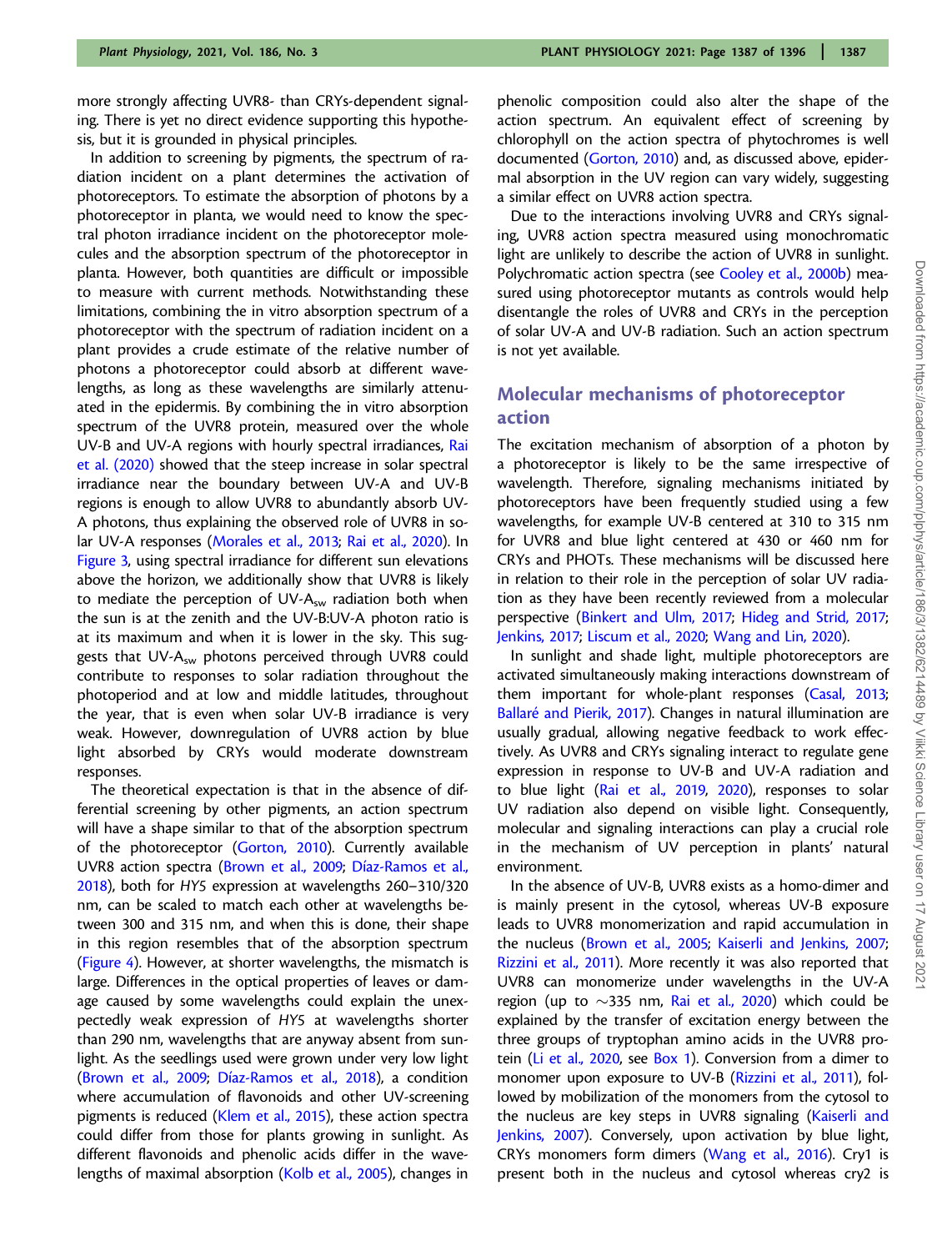more strongly affecting UVR8- than CRYs-dependent signaling. There is yet no direct evidence supporting this hypothesis, but it is grounded in physical principles.

In addition to screening by pigments, the spectrum of radiation incident on a plant determines the activation of photoreceptors. To estimate the absorption of photons by a photoreceptor in planta, we would need to know the spectral photon irradiance incident on the photoreceptor molecules and the absorption spectrum of the photoreceptor in planta. However, both quantities are difficult or impossible to measure with current methods. Notwithstanding these limitations, combining the in vitro absorption spectrum of a photoreceptor with the spectrum of radiation incident on a plant provides a crude estimate of the relative number of photons a photoreceptor could absorb at different wavelengths, as long as these wavelengths are similarly attenuated in the epidermis. By combining the in vitro absorption spectrum of the UVR8 protein, measured over the whole UV-B and UV-A regions with hourly spectral irradiances, Rai et al. (2020) showed that the steep increase in solar spectral irradiance near the boundary between UV-A and UV-B regions is enough to allow UVR8 to abundantly absorb UV-A photons, thus explaining the observed role of UVR8 in solar UV-A responses (Morales et al., 2013; Rai et al., 2020). In Figure 3, using spectral irradiance for different sun elevations above the horizon, we additionally show that UVR8 is likely to mediate the perception of UV-A$_{sw}$ radiation both when the sun is at the zenith and the UV-B:UV-A photon ratio is at its maximum and when it is lower in the sky. This suggests that UV-A$_{sw}$ photons perceived through UVR8 could contribute to responses to solar radiation throughout the photoperiod and at low and middle latitudes, throughout the year, that is even when solar UV-B irradiance is very weak. However, downregulation of UVR8 action by blue light absorbed by CRYs would moderate downstream responses.

The theoretical expectation is that in the absence of differential screening by other pigments, an action spectrum will have a shape similar to that of the absorption spectrum of the photoreceptor (Gorton, 2010). Currently available UVR8 action spectra (Brown et al., 2009; Díaz-Ramos et al., 2018), both for *HY5* expression at wavelengths 260–310/320 nm, can be scaled to match each other at wavelengths between 300 and 315 nm, and when this is done, their shape in this region resembles that of the absorption spectrum (Figure 4). However, at shorter wavelengths, the mismatch is large. Differences in the optical properties of leaves or damage caused by some wavelengths could explain the unexpectedly weak expression of *HY5* at wavelengths shorter than 290 nm, wavelengths that are anyway absent from sunlight. As the seedlings used were grown under very low light (Brown et al., 2009; Díaz-Ramos et al., 2018), a condition where accumulation of flavonoids and other UV-screening pigments is reduced (Klem et al., 2015), these action spectra could differ from those for plants growing in sunlight. As different flavonoids and phenolic acids differ in the wavelengths of maximal absorption (Kolb et al., 2005), changes in phenolic composition could also alter the shape of the action spectrum. An equivalent effect of screening by chlorophyll on the action spectra of phytochromes is well documented (Gorton, 2010) and, as discussed above, epidermal absorption in the UV region can vary widely, suggesting a similar effect on UVR8 action spectra.

Due to the interactions involving UVR8 and CRYs signaling, UVR8 action spectra measured using monochromatic light are unlikely to describe the action of UVR8 in sunlight. Polychromatic action spectra (see Cooley et al., 2000b) measured using photoreceptor mutants as controls would help disentangle the roles of UVR8 and CRYs in the perception of solar UV-A and UV-B radiation. Such an action spectrum is not yet available.

## Molecular mechanisms of photoreceptor action

The excitation mechanism of absorption of a photon by a photoreceptor is likely to be the same irrespective of wavelength. Therefore, signaling mechanisms initiated by photoreceptors have been frequently studied using a few wavelengths, for example UV-B centered at 310 to 315 nm for UVR8 and blue light centered at 430 or 460 nm for CRYs and PHOTs. These mechanisms will be discussed here in relation to their role in the perception of solar UV radiation as they have been recently reviewed from a molecular perspective (Binkert and Ulm, 2017; Hideg and Strid, 2017; Jenkins, 2017; Liscum et al., 2020; Wang and Lin, 2020).

In sunlight and shade light, multiple photoreceptors are activated simultaneously making interactions downstream of them important for whole-plant responses (Casal, 2013; Ballaré and Pierik, 2017). Changes in natural illumination are usually gradual, allowing negative feedback to work effectively. As UVR8 and CRYs signaling interact to regulate gene expression in response to UV-B and UV-A radiation and to blue light (Rai et al., 2019, 2020), responses to solar UV radiation also depend on visible light. Consequently, molecular and signaling interactions can play a crucial role in the mechanism of UV perception in plants' natural environment.

In the absence of UV-B, UVR8 exists as a homo-dimer and is mainly present in the cytosol, whereas UV-B exposure leads to UVR8 monomerization and rapid accumulation in the nucleus (Brown et al., 2005; Kaiserli and Jenkins, 2007; Rizzini et al., 2011). More recently it was also reported that UVR8 can monomerize under wavelengths in the UV-A region (up to ∼335 nm, Rai et al., 2020) which could be explained by the transfer of excitation energy between the three groups of tryptophan amino acids in the UVR8 protein (Li et al., 2020, see Box 1). Conversion from a dimer to monomer upon exposure to UV-B (Rizzini et al., 2011), followed by mobilization of the monomers from the cytosol to the nucleus are key steps in UVR8 signaling (Kaiserli and Jenkins, 2007). Conversely, upon activation by blue light, CRYs monomers form dimers (Wang et al., 2016). Cry1 is present both in the nucleus and cytosol whereas cry2 is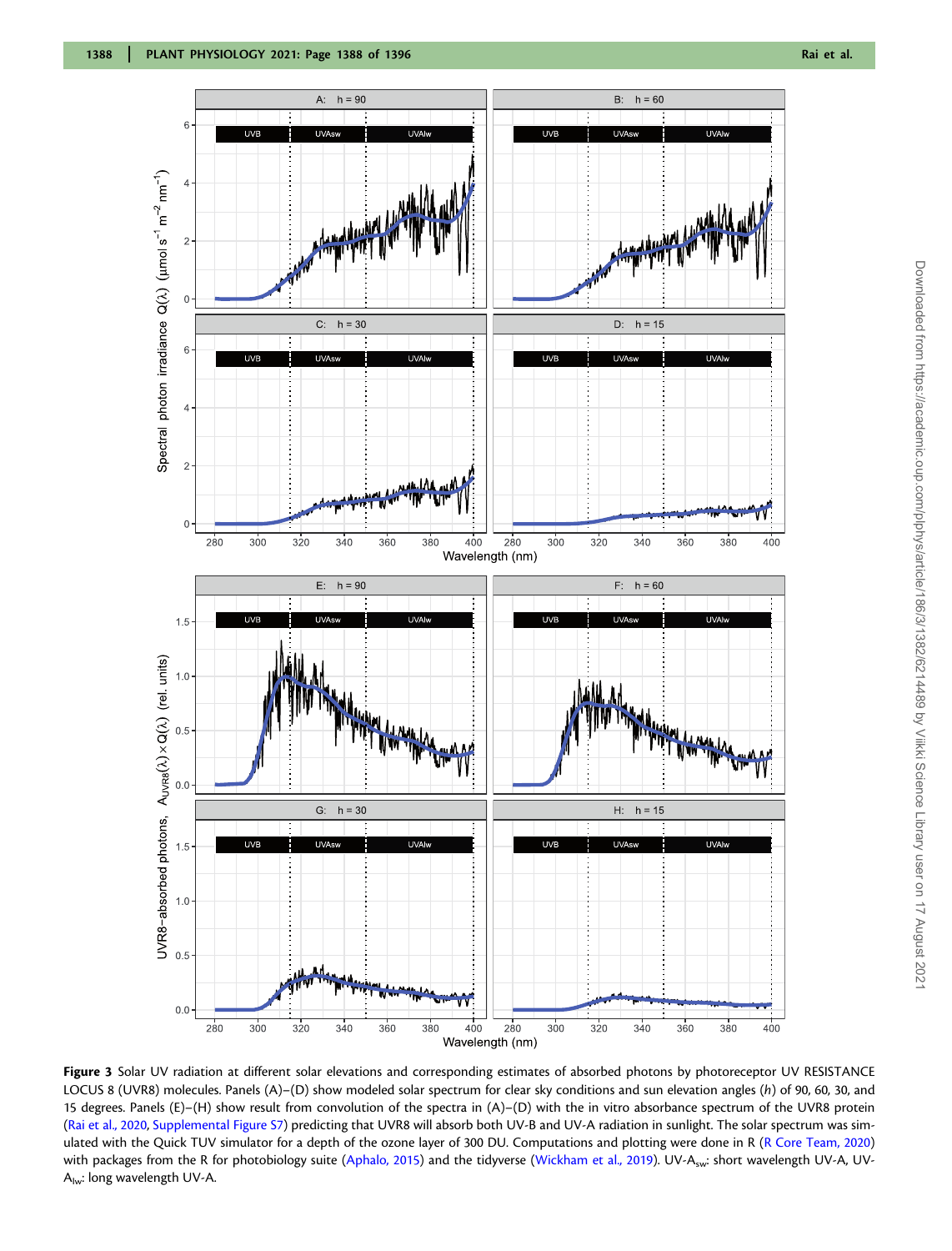**Figure 3** Solar UV radiation at different solar elevations and corresponding estimates of absorbed photons by photoreceptor UV RESISTANCE LOCUS 8 (UVR8) molecules. Panels (A)–(D) show modeled solar spectrum for clear sky conditions and sun elevation angles ($h$) of 90, 60, 30, and 15 degrees. Panels (E)–(H) show result from convolution of the spectra in (A)–(D) with the in vitro absorbance spectrum of the UVR8 protein (Rai et al., 2020, Supplemental Figure S7) predicting that UVR8 will absorb both UV-B and UV-A radiation in sunlight. The solar spectrum was simulated with the Quick TUV simulator for a depth of the ozone layer of 300 DU. Computations and plotting were done in R (R Core Team, 2020) with packages from the R for photobiology suite (Aphalo, 2015) and the tidyverse (Wickham et al., 2019). UV-$A_{sw}$: short wavelength UV-A, UV-$A_{lw}$: long wavelength UV-A.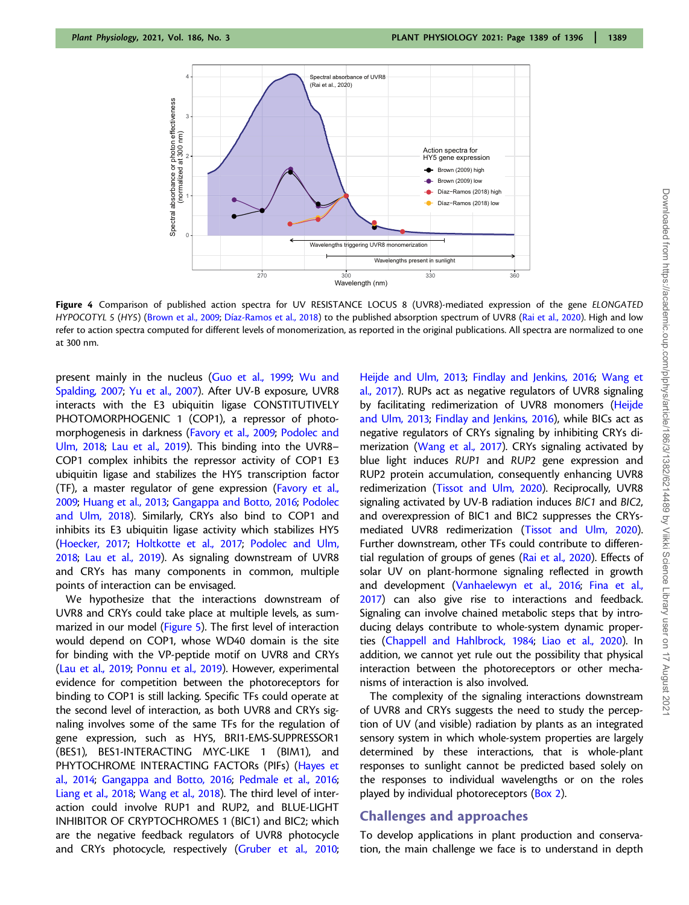**Figure 4** Comparison of published action spectra for UV RESISTANCE LOCUS 8 (UVR8)-mediated expression of the gene *ELONGATED HYPOCOTYL 5* (*HY5*) (Brown et al., 2009; Díaz-Ramos et al., 2018) to the published absorption spectrum of UVR8 (Rai et al., 2020). High and low refer to action spectra computed for different levels of monomerization, as reported in the original publications. All spectra are normalized to one at 300 nm.

present mainly in the nucleus (Guo et al., 1999; Wu and Spalding, 2007; Yu et al., 2007). After UV-B exposure, UVR8 interacts with the E3 ubiquitin ligase CONSTITUTIVELY PHOTOMORPHOGENIC 1 (COP1), a repressor of photomorphogenesis in darkness (Favory et al., 2009; Podolec and Ulm, 2018; Lau et al., 2019). This binding into the UVR8–COP1 complex inhibits the repressor activity of COP1 E3 ubiquitin ligase and stabilizes the HY5 transcription factor (TF), a master regulator of gene expression (Favory et al., 2009; Huang et al., 2013; Gangappa and Botto, 2016; Podolec and Ulm, 2018). Similarly, CRYs also bind to COP1 and inhibits its E3 ubiquitin ligase activity which stabilizes HY5 (Hoecker, 2017; Holtkotte et al., 2017; Podolec and Ulm, 2018; Lau et al., 2019). As signaling downstream of UVR8 and CRYs has many components in common, multiple points of interaction can be envisaged.

We hypothesize that the interactions downstream of UVR8 and CRYs could take place at multiple levels, as summarized in our model (Figure 5). The first level of interaction would depend on COP1, whose WD40 domain is the site for binding with the VP-peptide motif on UVR8 and CRYs (Lau et al., 2019; Ponnu et al., 2019). However, experimental evidence for competition between the photoreceptors for binding to COP1 is still lacking. Specific TFs could operate at the second level of interaction, as both UVR8 and CRYs signaling involves some of the same TFs for the regulation of gene expression, such as HY5, BRI1-EMS-SUPPRESSOR1 (BES1), BES1-INTERACTING MYC-LIKE 1 (BIM1), and PHYTOCHROME INTERACTING FACTORs (PIFs) (Hayes et al., 2014; Gangappa and Botto, 2016; Pedmale et al., 2016; Liang et al., 2018; Wang et al., 2018). The third level of interaction could involve RUP1 and RUP2, and BLUE-LIGHT INHIBITOR OF CRYPTOCHROMES 1 (BIC1) and BIC2; which are the negative feedback regulators of UVR8 photocycle and CRYs photocycle, respectively (Gruber et al., 2010; Heijde and Ulm, 2013; Findlay and Jenkins, 2016; Wang et al., 2017). RUPs act as negative regulators of UVR8 signaling by facilitating redimerization of UVR8 monomers (Heijde and Ulm, 2013; Findlay and Jenkins, 2016), while BICs act as negative regulators of CRYs signaling by inhibiting CRYs dimerization (Wang et al., 2017). CRYs signaling activated by blue light induces *RUP1* and *RUP2* gene expression and RUP2 protein accumulation, consequently enhancing UVR8 redimerization (Tissot and Ulm, 2020). Reciprocally, UVR8 signaling activated by UV-B radiation induces *BIC1* and *BIC2*, and overexpression of BIC1 and BIC2 suppresses the CRYs-mediated UVR8 redimerization (Tissot and Ulm, 2020). Further downstream, other TFs could contribute to differential regulation of groups of genes (Rai et al., 2020). Effects of solar UV on plant-hormone signaling reflected in growth and development (Vanhaelewyn et al., 2016; Fina et al., 2017) can also give rise to interactions and feedback. Signaling can involve chained metabolic steps that by introducing delays contribute to whole-system dynamic properties (Chappell and Hahlbrock, 1984; Liao et al., 2020). In addition, we cannot yet rule out the possibility that physical interaction between the photoreceptors or other mechanisms of interaction is also involved.

The complexity of the signaling interactions downstream of UVR8 and CRYs suggests the need to study the perception of UV (and visible) radiation by plants as an integrated sensory system in which whole-system properties are largely determined by these interactions, that is whole-plant responses to sunlight cannot be predicted based solely on the responses to individual wavelengths or on the roles played by individual photoreceptors (Box 2).

## Challenges and approaches

To develop applications in plant production and conservation, the main challenge we face is to understand in depth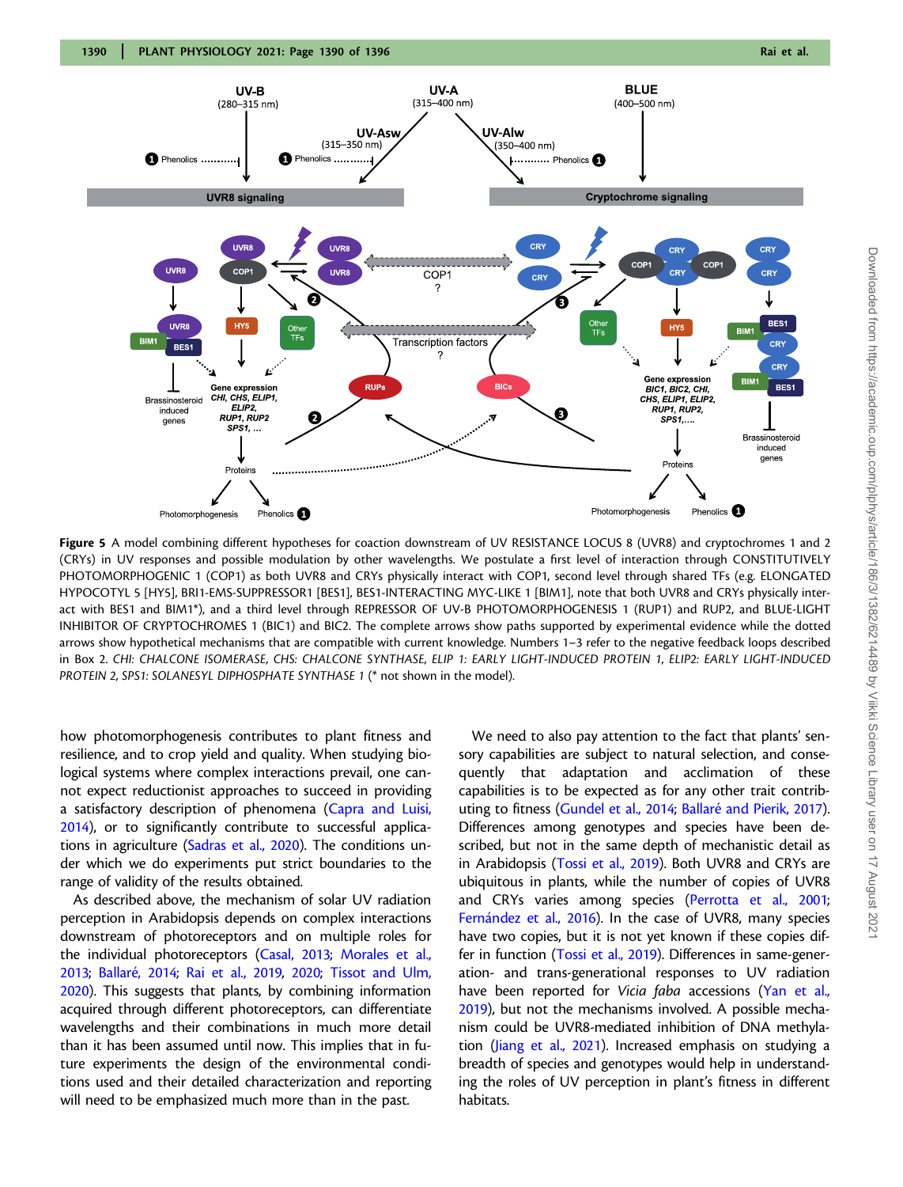Figure 5 A model combining different hypotheses for coaction downstream of UV RESISTANCE LOCUS 8 (UVR8) and cryptochromes 1 and 2 (CRYs) in UV responses and possible modulation by other wavelengths. We postulate a first level of interaction through CONSTITUTIVELY PHOTOMORPHOGENIC 1 (COP1) as both UVR8 and CRYs physically interact with COP1, second level through shared TFs (e.g. ELONGATED HYPOCOTYL 5 [HY5], BRI1-EMS-SUPPRESSOR1 [BES1], BES1-INTERACTING MYC-LIKE 1 [BIM1], note that both UVR8 and CRYs physically interact with BES1 and BIM1*), and a third level through REPRESSOR OF UV-B PHOTOMORPHOGENESIS 1 (RUP1) and RUP2, and BLUE-LIGHT INHIBITOR OF CRYPTOCHROMES 1 (BIC1) and BIC2. The complete arrows show paths supported by experimental evidence while the dotted arrows show hypothetical mechanisms that are compatible with current knowledge. Numbers 1–3 refer to the negative feedback loops described in Box 2. *CHI: CHALCONE ISOMERASE, CHS: CHALCONE SYNTHASE, ELIP 1: EARLY LIGHT-INDUCED PROTEIN 1, ELIP2: EARLY LIGHT-INDUCED PROTEIN 2, SPS1: SOLANESYL DIPHOSPHATE SYNTHASE 1* (* not shown in the model).

how photomorphogenesis contributes to plant fitness and resilience, and to crop yield and quality. When studying biological systems where complex interactions prevail, one cannot expect reductionist approaches to succeed in providing a satisfactory description of phenomena (Capra and Luisi, 2014), or to significantly contribute to successful applications in agriculture (Sadras et al., 2020). The conditions under which we do experiments put strict boundaries to the range of validity of the results obtained.

As described above, the mechanism of solar UV radiation perception in Arabidopsis depends on complex interactions downstream of photoreceptors and on multiple roles for the individual photoreceptors (Casal, 2013; Morales et al., 2013; Ballaré, 2014; Rai et al., 2019, 2020; Tissot and Ulm, 2020). This suggests that plants, by combining information acquired through different photoreceptors, can differentiate wavelengths and their combinations in much more detail than it has been assumed until now. This implies that in future experiments the design of the environmental conditions used and their detailed characterization and reporting will need to be emphasized much more than in the past.

We need to also pay attention to the fact that plants' sensory capabilities are subject to natural selection, and consequently that adaptation and acclimation of these capabilities is to be expected as for any other trait contributing to fitness (Gundel et al., 2014; Ballaré and Pierik, 2017). Differences among genotypes and species have been described, but not in the same depth of mechanistic detail as in Arabidopsis (Tossi et al., 2019). Both UVR8 and CRYs are ubiquitous in plants, while the number of copies of UVR8 and CRYs varies among species (Perrotta et al., 2001; Fernández et al., 2016). In the case of UVR8, many species have two copies, but it is not yet known if these copies differ in function (Tossi et al., 2019). Differences in same-generation- and trans-generational responses to UV radiation have been reported for *Vicia faba* accessions (Yan et al., 2019), but not the mechanisms involved. A possible mechanism could be UVR8-mediated inhibition of DNA methylation (Jiang et al., 2021). Increased emphasis on studying a breadth of species and genotypes would help in understanding the roles of UV perception in plant's fitness in different habitats.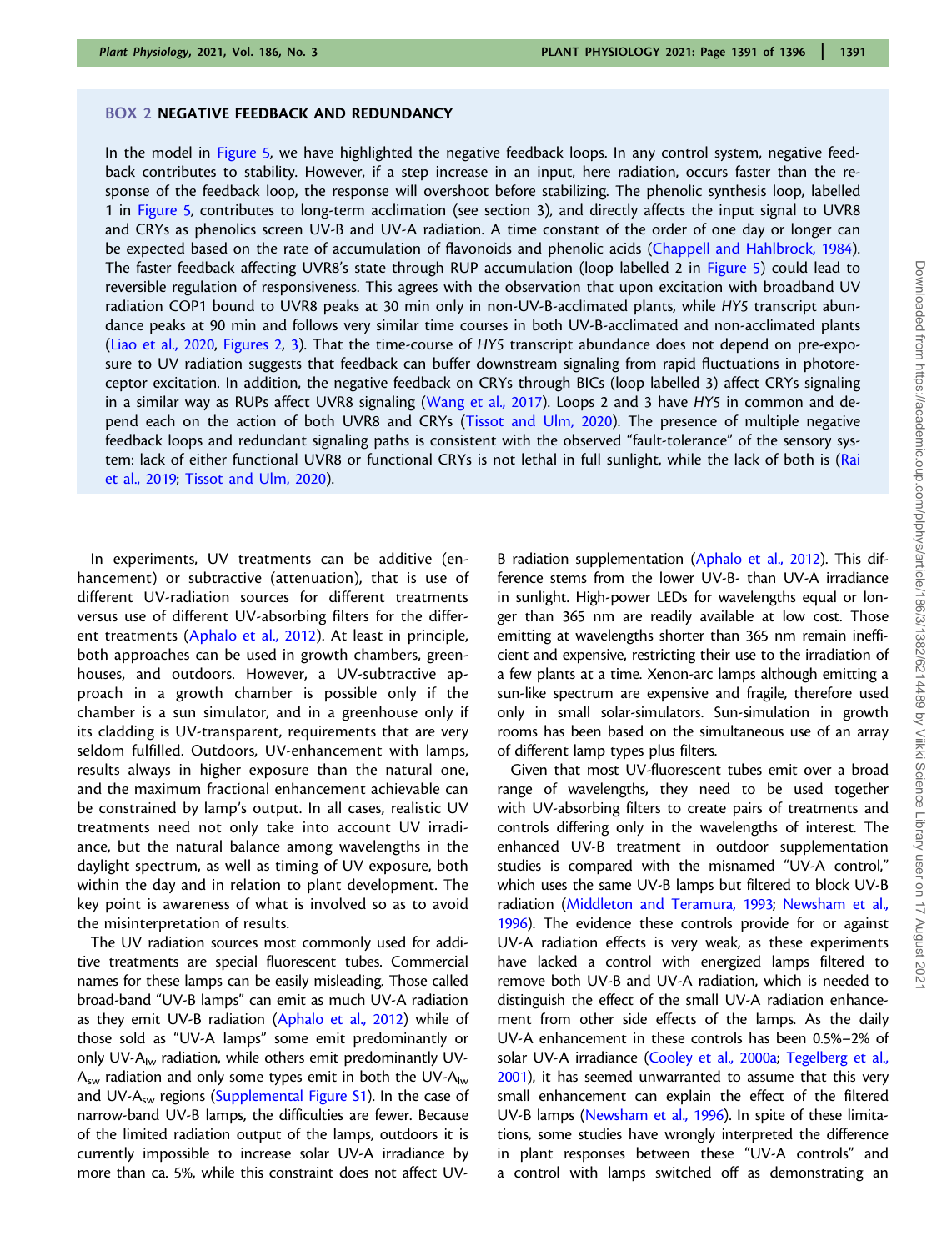### BOX 2 NEGATIVE FEEDBACK AND REDUNDANCY

In the model in Figure 5, we have highlighted the negative feedback loops. In any control system, negative feedback contributes to stability. However, if a step increase in an input, here radiation, occurs faster than the response of the feedback loop, the response will overshoot before stabilizing. The phenolic synthesis loop, labelled 1 in Figure 5, contributes to long-term acclimation (see section 3), and directly affects the input signal to UVR8 and CRYs as phenolics screen UV-B and UV-A radiation. A time constant of the order of one day or longer can be expected based on the rate of accumulation of flavonoids and phenolic acids (Chappell and Hahlbrock, 1984). The faster feedback affecting UVR8's state through RUP accumulation (loop labelled 2 in Figure 5) could lead to reversible regulation of responsiveness. This agrees with the observation that upon excitation with broadband UV radiation COP1 bound to UVR8 peaks at 30 min only in non-UV-B-acclimated plants, while *HY5* transcript abundance peaks at 90 min and follows very similar time courses in both UV-B-acclimated and non-acclimated plants (Liao et al., 2020, Figures 2, 3). That the time-course of *HY5* transcript abundance does not depend on pre-exposure to UV radiation suggests that feedback can buffer downstream signaling from rapid fluctuations in photoreceptor excitation. In addition, the negative feedback on CRYs through BICs (loop labelled 3) affect CRYs signaling in a similar way as RUPs affect UVR8 signaling (Wang et al., 2017). Loops 2 and 3 have *HY5* in common and depend each on the action of both UVR8 and CRYs (Tissot and Ulm, 2020). The presence of multiple negative feedback loops and redundant signaling paths is consistent with the observed "fault-tolerance" of the sensory system: lack of either functional UVR8 or functional CRYs is not lethal in full sunlight, while the lack of both is (Rai et al., 2019; Tissot and Ulm, 2020).

In experiments, UV treatments can be additive (enhancement) or subtractive (attenuation), that is use of different UV-radiation sources for different treatments versus use of different UV-absorbing filters for the different treatments (Aphalo et al., 2012). At least in principle, both approaches can be used in growth chambers, greenhouses, and outdoors. However, a UV-subtractive approach in a growth chamber is possible only if the chamber is a sun simulator, and in a greenhouse only if its cladding is UV-transparent, requirements that are very seldom fulfilled. Outdoors, UV-enhancement with lamps, results always in higher exposure than the natural one, and the maximum fractional enhancement achievable can be constrained by lamp's output. In all cases, realistic UV treatments need not only take into account UV irradiance, but the natural balance among wavelengths in the daylight spectrum, as well as timing of UV exposure, both within the day and in relation to plant development. The key point is awareness of what is involved so as to avoid the misinterpretation of results.

The UV radiation sources most commonly used for additive treatments are special fluorescent tubes. Commercial names for these lamps can be easily misleading. Those called broad-band "UV-B lamps" can emit as much UV-A radiation as they emit UV-B radiation (Aphalo et al., 2012) while of those sold as "UV-A lamps" some emit predominantly or only UV-$A_{lw}$ radiation, while others emit predominantly UV-$A_{sw}$ radiation and only some types emit in both the UV-$A_{lw}$ and UV-$A_{sw}$ regions (Supplemental Figure S1). In the case of narrow-band UV-B lamps, the difficulties are fewer. Because of the limited radiation output of the lamps, outdoors it is currently impossible to increase solar UV-A irradiance by more than ca. 5%, while this constraint does not affect UV-B radiation supplementation (Aphalo et al., 2012). This difference stems from the lower UV-B- than UV-A irradiance in sunlight. High-power LEDs for wavelengths equal or longer than 365 nm are readily available at low cost. Those emitting at wavelengths shorter than 365 nm remain inefficient and expensive, restricting their use to the irradiation of a few plants at a time. Xenon-arc lamps although emitting a sun-like spectrum are expensive and fragile, therefore used only in small solar-simulators. Sun-simulation in growth rooms has been based on the simultaneous use of an array of different lamp types plus filters.

Given that most UV-fluorescent tubes emit over a broad range of wavelengths, they need to be used together with UV-absorbing filters to create pairs of treatments and controls differing only in the wavelengths of interest. The enhanced UV-B treatment in outdoor supplementation studies is compared with the misnamed "UV-A control," which uses the same UV-B lamps but filtered to block UV-B radiation (Middleton and Teramura, 1993; Newsham et al., 1996). The evidence these controls provide for or against UV-A radiation effects is very weak, as these experiments have lacked a control with energized lamps filtered to remove both UV-B and UV-A radiation, which is needed to distinguish the effect of the small UV-A radiation enhancement from other side effects of the lamps. As the daily UV-A enhancement in these controls has been 0.5%–2% of solar UV-A irradiance (Cooley et al., 2000a; Tegelberg et al., 2001), it has seemed unwarranted to assume that this very small enhancement can explain the effect of the filtered UV-B lamps (Newsham et al., 1996). In spite of these limitations, some studies have wrongly interpreted the difference in plant responses between these "UV-A controls" and a control with lamps switched off as demonstrating an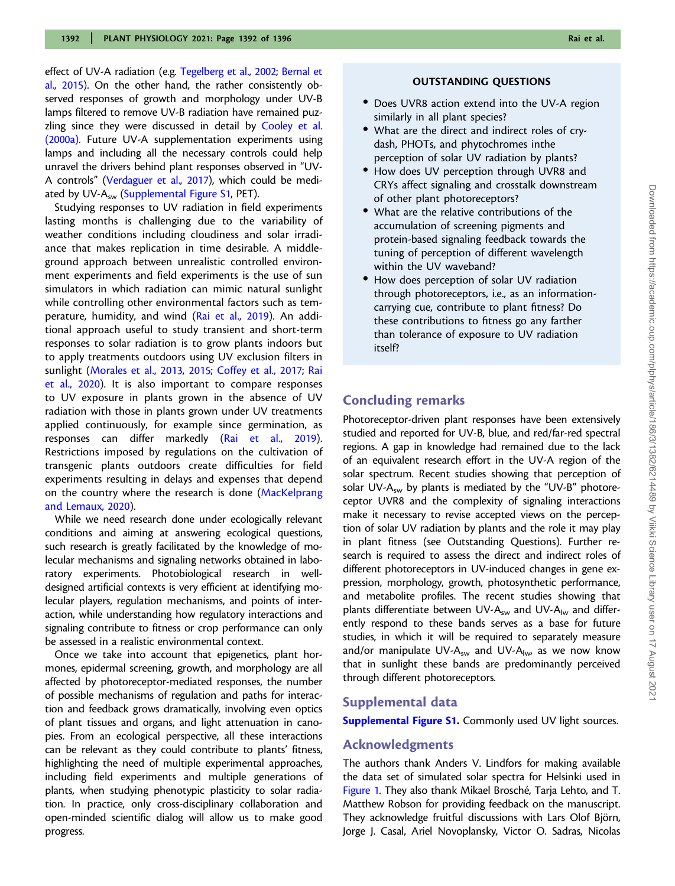effect of UV-A radiation (e.g. Tegelberg et al., 2002; Bernal et al., 2015). On the other hand, the rather consistently observed responses of growth and morphology under UV-B lamps filtered to remove UV-B radiation have remained puzzling since they were discussed in detail by Cooley et al. (2000a). Future UV-A supplementation experiments using lamps and including all the necessary controls could help unravel the drivers behind plant responses observed in "UV-A controls" (Verdaguer et al., 2017), which could be mediated by UV-$A_{sw}$ (Supplemental Figure S1, PET).

Studying responses to UV radiation in field experiments lasting months is challenging due to the variability of weather conditions including cloudiness and solar irradiance that makes replication in time desirable. A middle-ground approach between unrealistic controlled environment experiments and field experiments is the use of sun simulators in which radiation can mimic natural sunlight while controlling other environmental factors such as temperature, humidity, and wind (Rai et al., 2019). An additional approach useful to study transient and short-term responses to solar radiation is to grow plants indoors but to apply treatments outdoors using UV exclusion filters in sunlight (Morales et al., 2013, 2015; Coffey et al., 2017; Rai et al., 2020). It is also important to compare responses to UV exposure in plants grown in the absence of UV radiation with those in plants grown under UV treatments applied continuously, for example since germination, as responses can differ markedly (Rai et al., 2019). Restrictions imposed by regulations on the cultivation of transgenic plants outdoors create difficulties for field experiments resulting in delays and expenses that depend on the country where the research is done (MacKelprang and Lemaux, 2020).

While we need research done under ecologically relevant conditions and aiming at answering ecological questions, such research is greatly facilitated by the knowledge of molecular mechanisms and signaling networks obtained in laboratory experiments. Photobiological research in well-designed artificial contexts is very efficient at identifying molecular players, regulation mechanisms, and points of interaction, while understanding how regulatory interactions and signaling contribute to fitness or crop performance can only be assessed in a realistic environmental context.

Once we take into account that epigenetics, plant hormones, epidermal screening, growth, and morphology are all affected by photoreceptor-mediated responses, the number of possible mechanisms of regulation and paths for interaction and feedback grows dramatically, involving even optics of plant tissues and organs, and light attenuation in canopies. From an ecological perspective, all these interactions can be relevant as they could contribute to plants' fitness, highlighting the need of multiple experimental approaches, including field experiments and multiple generations of plants, when studying phenotypic plasticity to solar radiation. In practice, only cross-disciplinary collaboration and open-minded scientific dialog will allow us to make good progress.

**OUTSTANDING QUESTIONS**

- Does UVR8 action extend into the UV-A region similarly in all plant species?
- What are the direct and indirect roles of crydash, PHOTs, and phytochromes inthe perception of solar UV radiation by plants?
- How does UV perception through UVR8 and CRYs affect signaling and crosstalk downstream of other plant photoreceptors?
- What are the relative contributions of the accumulation of screening pigments and protein-based signaling feedback towards the tuning of perception of different wavelength within the UV waveband?
- How does perception of solar UV radiation through photoreceptors, i.e., as an information-carrying cue, contribute to plant fitness? Do these contributions to fitness go any farther than tolerance of exposure to UV radiation itself?

## Concluding remarks

Photoreceptor-driven plant responses have been extensively studied and reported for UV-B, blue, and red/far-red spectral regions. A gap in knowledge had remained due to the lack of an equivalent research effort in the UV-A region of the solar spectrum. Recent studies showing that perception of solar UV-$A_{sw}$ by plants is mediated by the "UV-B" photoreceptor UVR8 and the complexity of signaling interactions make it necessary to revise accepted views on the perception of solar UV radiation by plants and the role it may play in plant fitness (see Outstanding Questions). Further research is required to assess the direct and indirect roles of different photoreceptors in UV-induced changes in gene expression, morphology, growth, photosynthetic performance, and metabolite profiles. The recent studies showing that plants differentiate between UV-$A_{sw}$ and UV-$A_{lw}$ and differently respond to these bands serves as a base for future studies, in which it will be required to separately measure and/or manipulate UV-$A_{sw}$ and UV-$A_{lw}$, as we now know that in sunlight these bands are predominantly perceived through different photoreceptors.

## Supplemental data

**Supplemental Figure S1.** Commonly used UV light sources.

## Acknowledgments

The authors thank Anders V. Lindfors for making available the data set of simulated solar spectra for Helsinki used in Figure 1. They also thank Mikael Brosché, Tarja Lehto, and T. Matthew Robson for providing feedback on the manuscript. They acknowledge fruitful discussions with Lars Olof Björn, Jorge J. Casal, Ariel Novoplansky, Victor O. Sadras, Nicolas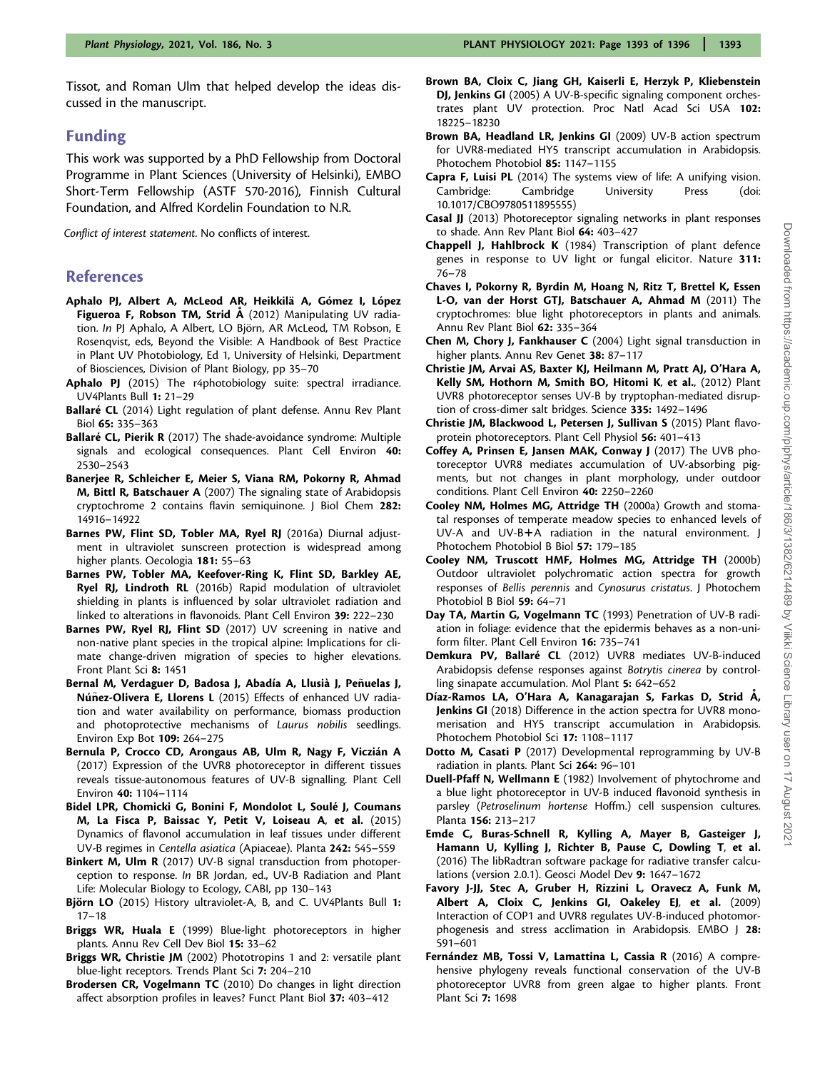Tissot, and Roman Ulm that helped develop the ideas discussed in the manuscript.

## Funding

This work was supported by a PhD Fellowship from Doctoral Programme in Plant Sciences (University of Helsinki), EMBO Short-Term Fellowship (ASTF 570-2016), Finnish Cultural Foundation, and Alfred Kordelin Foundation to N.R.

*Conflict of interest statement.* No conflicts of interest.

## References

**Aphalo PJ, Albert A, McLeod AR, Heikkilä A, Gómez I, López Figueroa F, Robson TM, Strid Å** (2012) Manipulating UV radiation. *In* PJ Aphalo, A Albert, LO Björn, AR McLeod, TM Robson, E Rosenqvist, eds, Beyond the Visible: A Handbook of Best Practice in Plant UV Photobiology, Ed 1, University of Helsinki, Department of Biosciences, Division of Plant Biology, pp 35–70

**Aphalo PJ** (2015) The r4photobiology suite: spectral irradiance. UV4Plants Bull **1:** 21–29

**Ballaré CL** (2014) Light regulation of plant defense. Annu Rev Plant Biol **65:** 335–363

**Ballaré CL, Pierik R** (2017) The shade-avoidance syndrome: Multiple signals and ecological consequences. Plant Cell Environ **40:** 2530–2543

**Banerjee R, Schleicher E, Meier S, Viana RM, Pokorny R, Ahmad M, Bittl R, Batschauer A** (2007) The signaling state of Arabidopsis cryptochrome 2 contains flavin semiquinone. J Biol Chem **282:** 14916–14922

**Barnes PW, Flint SD, Tobler MA, Ryel RJ** (2016a) Diurnal adjustment in ultraviolet sunscreen protection is widespread among higher plants. Oecologia **181:** 55–63

**Barnes PW, Tobler MA, Keefover-Ring K, Flint SD, Barkley AE, Ryel RJ, Lindroth RL** (2016b) Rapid modulation of ultraviolet shielding in plants is influenced by solar ultraviolet radiation and linked to alterations in flavonoids. Plant Cell Environ **39:** 222–230

**Barnes PW, Ryel RJ, Flint SD** (2017) UV screening in native and non-native plant species in the tropical alpine: Implications for climate change-driven migration of species to higher elevations. Front Plant Sci **8:** 1451

**Bernal M, Verdaguer D, Badosa J, Abadía A, Llusià J, Peñuelas J, Núñez-Olivera E, Llorens L** (2015) Effects of enhanced UV radiation and water availability on performance, biomass production and photoprotective mechanisms of *Laurus nobilis* seedlings. Environ Exp Bot **109:** 264–275

**Bernula P, Crocco CD, Arongaus AB, Ulm R, Nagy F, Viczián A** (2017) Expression of the UVR8 photoreceptor in different tissues reveals tissue-autonomous features of UV-B signalling. Plant Cell Environ **40:** 1104–1114

**Bidel LPR, Chomicki G, Bonini F, Mondolot L, Soulé J, Coumans M, La Fisca P, Baissac Y, Petit V, Loiseau A, et al.** (2015) Dynamics of flavonol accumulation in leaf tissues under different UV-B regimes in *Centella asiatica* (Apiaceae). Planta **242:** 545–559

**Binkert M, Ulm R** (2017) UV-B signal transduction from photoperception to response. *In* BR Jordan, ed., UV-B Radiation and Plant Life: Molecular Biology to Ecology, CABI, pp 130–143

**Björn LO** (2015) History ultraviolet-A, B, and C. UV4Plants Bull **1:** 17–18

**Briggs WR, Huala E** (1999) Blue-light photoreceptors in higher plants. Annu Rev Cell Dev Biol **15:** 33–62

**Briggs WR, Christie JM** (2002) Phototropins 1 and 2: versatile plant blue-light receptors. Trends Plant Sci **7:** 204–210

**Brodersen CR, Vogelmann TC** (2010) Do changes in light direction affect absorption profiles in leaves? Funct Plant Biol **37:** 403–412

**Brown BA, Cloix C, Jiang GH, Kaiserli E, Herzyk P, Kliebenstein DJ, Jenkins GI** (2005) A UV-B-specific signaling component orchestrates plant UV protection. Proc Natl Acad Sci USA **102:** 18225–18230

**Brown BA, Headland LR, Jenkins GI** (2009) UV-B action spectrum for UVR8-mediated HY5 transcript accumulation in Arabidopsis. Photochem Photobiol **85:** 1147–1155

**Capra F, Luisi PL** (2014) The systems view of life: A unifying vision. Cambridge: Cambridge University Press (doi: 10.1017/CBO9780511895555)

**Casal JJ** (2013) Photoreceptor signaling networks in plant responses to shade. Ann Rev Plant Biol **64:** 403–427

**Chappell J, Hahlbrock K** (1984) Transcription of plant defence genes in response to UV light or fungal elicitor. Nature **311:** 76–78

**Chaves I, Pokorny R, Byrdin M, Hoang N, Ritz T, Brettel K, Essen L-O, van der Horst GTJ, Batschauer A, Ahmad M** (2011) The cryptochromes: blue light photoreceptors in plants and animals. Annu Rev Plant Biol **62:** 335–364

**Chen M, Chory J, Fankhauser C** (2004) Light signal transduction in higher plants. Annu Rev Genet **38:** 87–117

**Christie JM, Arvai AS, Baxter KJ, Heilmann M, Pratt AJ, O'Hara A, Kelly SM, Hothorn M, Smith BO, Hitomi K, et al.**, (2012) Plant UVR8 photoreceptor senses UV-B by tryptophan-mediated disruption of cross-dimer salt bridges. Science **335:** 1492–1496

**Christie JM, Blackwood L, Petersen J, Sullivan S** (2015) Plant flavoprotein photoreceptors. Plant Cell Physiol **56:** 401–413

**Coffey A, Prinsen E, Jansen MAK, Conway J** (2017) The UVB photoreceptor UVR8 mediates accumulation of UV-absorbing pigments, but not changes in plant morphology, under outdoor conditions. Plant Cell Environ **40:** 2250–2260

**Cooley NM, Holmes MG, Attridge TH** (2000a) Growth and stomatal responses of temperate meadow species to enhanced levels of UV-A and UV-B+A radiation in the natural environment. J Photochem Photobiol B Biol **57:** 179–185

**Cooley NM, Truscott HMF, Holmes MG, Attridge TH** (2000b) Outdoor ultraviolet polychromatic action spectra for growth responses of *Bellis perennis* and *Cynosurus cristatus*. J Photochem Photobiol B Biol **59:** 64–71

**Day TA, Martin G, Vogelmann TC** (1993) Penetration of UV-B radiation in foliage: evidence that the epidermis behaves as a non-uniform filter. Plant Cell Environ **16:** 735–741

**Demkura PV, Ballaré CL** (2012) UVR8 mediates UV-B-induced Arabidopsis defense responses against *Botrytis cinerea* by controlling sinapate accumulation. Mol Plant **5:** 642–652

**Díaz-Ramos LA, O'Hara A, Kanagarajan S, Farkas D, Strid Å, Jenkins GI** (2018) Difference in the action spectra for UVR8 monomerisation and HY5 transcript accumulation in Arabidopsis. Photochem Photobiol Sci **17:** 1108–1117

**Dotto M, Casati P** (2017) Developmental reprogramming by UV-B radiation in plants. Plant Sci **264:** 96–101

**Duell-Pfaff N, Wellmann E** (1982) Involvement of phytochrome and a blue light photoreceptor in UV-B induced flavonoid synthesis in parsley (*Petroselinum hortense* Hoffm.) cell suspension cultures. Planta **156:** 213–217

**Emde C, Buras-Schnell R, Kylling A, Mayer B, Gasteiger J, Hamann U, Kylling J, Richter B, Pause C, Dowling T, et al.** (2016) The libRadtran software package for radiative transfer calculations (version 2.0.1). Geosci Model Dev **9:** 1647–1672

**Favory J-JJ, Stec A, Gruber H, Rizzini L, Oravecz A, Funk M, Albert A, Cloix C, Jenkins GI, Oakeley EJ, et al.** (2009) Interaction of COP1 and UVR8 regulates UV-B-induced photomorphogenesis and stress acclimation in Arabidopsis. EMBO J **28:** 591–601

**Fernández MB, Tossi V, Lamattina L, Cassia R** (2016) A comprehensive phylogeny reveals functional conservation of the UV-B photoreceptor UVR8 from green algae to higher plants. Front Plant Sci **7:** 1698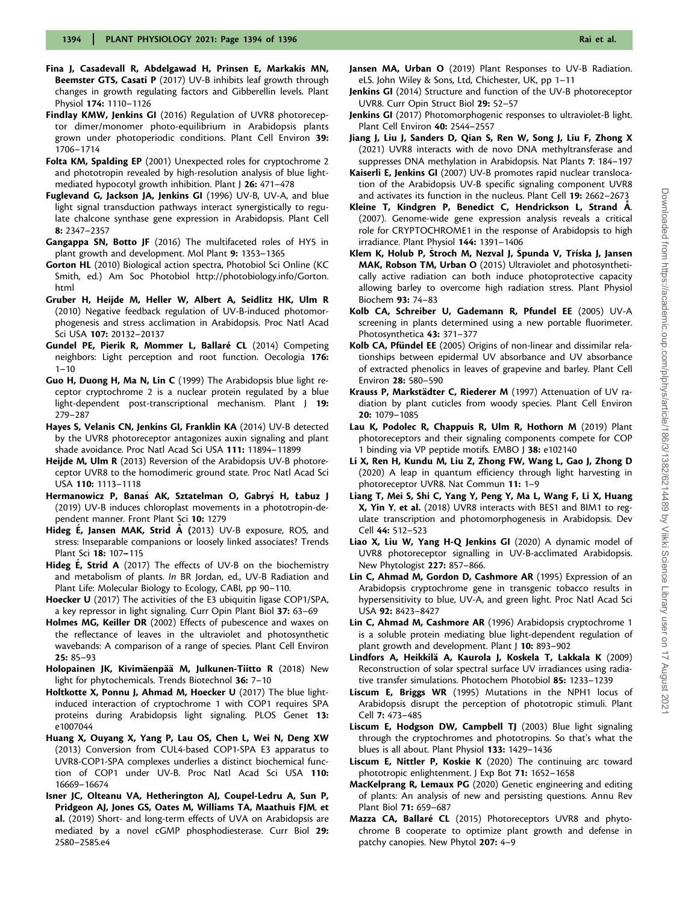**Fina J, Casadevall R, Abdelgawad H, Prinsen E, Markakis MN, Beemster GTS, Casati P** (2017) UV-B inhibits leaf growth through changes in growth regulating factors and Gibberellin levels. Plant Physiol **174:** 1110–1126

**Findlay KMW, Jenkins GI** (2016) Regulation of UVR8 photoreceptor dimer/monomer photo-equilibrium in Arabidopsis plants grown under photoperiodic conditions. Plant Cell Environ **39:** 1706–1714

**Folta KM, Spalding EP** (2001) Unexpected roles for cryptochrome 2 and phototropin revealed by high-resolution analysis of blue light-mediated hypocotyl growth inhibition. Plant J **26:** 471–478

**Fuglevand G, Jackson JA, Jenkins GI** (1996) UV-B, UV-A, and blue light signal transduction pathways interact synergistically to regulate chalcone synthase gene expression in Arabidopsis. Plant Cell **8:** 2347–2357

**Gangappa SN, Botto JF** (2016) The multifaceted roles of HY5 in plant growth and development. Mol Plant **9:** 1353–1365

**Gorton HL** (2010) Biological action spectra, Photobiol Sci Online (KC Smith, ed.) Am Soc Photobiol http://photobiology.info/Gorton.html

**Gruber H, Heijde M, Heller W, Albert A, Seidlitz HK, Ulm R** (2010) Negative feedback regulation of UV-B-induced photomorphogenesis and stress acclimation in Arabidopsis. Proc Natl Acad Sci USA **107:** 20132–20137

**Gundel PE, Pierik R, Mommer L, Ballaré CL** (2014) Competing neighbors: Light perception and root function. Oecologia **176:** 1–10

**Guo H, Duong H, Ma N, Lin C** (1999) The Arabidopsis blue light receptor cryptochrome 2 is a nuclear protein regulated by a blue light-dependent post-transcriptional mechanism. Plant J **19:** 279–287

**Hayes S, Velanis CN, Jenkins GI, Franklin KA** (2014) UV-B detected by the UVR8 photoreceptor antagonizes auxin signaling and plant shade avoidance. Proc Natl Acad Sci USA **111:** 11894–11899

**Heijde M, Ulm R** (2013) Reversion of the Arabidopsis UV-B photoreceptor UVR8 to the homodimeric ground state. Proc Natl Acad Sci USA **110:** 1113–1118

**Hermanowicz P, Banaś AK, Sztatelman O, Gabryś H, Łabuz J** (2019) UV-B induces chloroplast movements in a phototropin-dependent manner. Front Plant Sci **10:** 1279

**Hideg É, Jansen MAK, Strid Å (**2013) UV-B exposure, ROS, and stress: Inseparable companions or loosely linked associates? Trends Plant Sci **18:** 107–115

**Hideg É, Strid A** (2017) The effects of UV-B on the biochemistry and metabolism of plants. *In* BR Jordan, ed., UV-B Radiation and Plant Life: Molecular Biology to Ecology, CABI, pp 90–110.

**Hoecker U** (2017) The activities of the E3 ubiquitin ligase COP1/SPA, a key repressor in light signaling. Curr Opin Plant Biol **37:** 63–69

**Holmes MG, Keiller DR** (2002) Effects of pubescence and waxes on the reflectance of leaves in the ultraviolet and photosynthetic wavebands: A comparison of a range of species. Plant Cell Environ **25:** 85–93

**Holopainen JK, Kivimäenpää M, Julkunen-Tiitto R** (2018) New light for phytochemicals. Trends Biotechnol **36:** 7–10

**Holtkotte X, Ponnu J, Ahmad M, Hoecker U** (2017) The blue light-induced interaction of cryptochrome 1 with COP1 requires SPA proteins during Arabidopsis light signaling. PLOS Genet **13:** e1007044

**Huang X, Ouyang X, Yang P, Lau OS, Chen L, Wei N, Deng XW** (2013) Conversion from CUL4-based COP1-SPA E3 apparatus to UVR8-COP1-SPA complexes underlies a distinct biochemical function of COP1 under UV-B. Proc Natl Acad Sci USA **110:** 16669–16674

**Isner JC, Olteanu VA, Hetherington AJ, Coupel-Ledru A, Sun P, Pridgeon AJ, Jones GS, Oates M, Williams TA, Maathuis FJM, et al.** (2019) Short- and long-term effects of UVA on Arabidopsis are mediated by a novel cGMP phosphodiesterase. Curr Biol **29:** 2580–2585.e4

**Jansen MA, Urban O** (2019) Plant Responses to UV-B Radiation. eLS. John Wiley & Sons, Ltd, Chichester, UK, pp 1–11

**Jenkins GI** (2014) Structure and function of the UV-B photoreceptor UVR8. Curr Opin Struct Biol **29:** 52–57

**Jenkins GI** (2017) Photomorphogenic responses to ultraviolet-B light. Plant Cell Environ **40:** 2544–2557

**Jiang J, Liu J, Sanders D, Qian S, Ren W, Song J, Liu F, Zhong X** (2021) UVR8 interacts with de novo DNA methyltransferase and suppresses DNA methylation in Arabidopsis. Nat Plants **7**: 184–197

**Kaiserli E, Jenkins GI** (2007) UV-B promotes rapid nuclear translocation of the Arabidopsis UV-B specific signaling component UVR8 and activates its function in the nucleus. Plant Cell **19:** 2662–2673

**Kleine T, Kindgren P, Benedict C, Hendrickson L, Strand Å**. (2007). Genome-wide gene expression analysis reveals a critical role for CRYPTOCHROME1 in the response of Arabidopsis to high irradiance. Plant Physiol **144:** 1391–1406

**Klem K, Holub P, Štroch M, Nezval J, Špunda V, Tříska J, Jansen MAK, Robson TM, Urban O** (2015) Ultraviolet and photosynthetically active radiation can both induce photoprotective capacity allowing barley to overcome high radiation stress. Plant Physiol Biochem **93:** 74–83

**Kolb CA, Schreiber U, Gademann R, Pfundel EE** (2005) UV-A screening in plants determined using a new portable fluorimeter. Photosynthetica **43:** 371–377

**Kolb CA, Pfündel EE** (2005) Origins of non-linear and dissimilar relationships between epidermal UV absorbance and UV absorbance of extracted phenolics in leaves of grapevine and barley. Plant Cell Environ **28:** 580–590

**Krauss P, Markstädter C, Riederer M** (1997) Attenuation of UV radiation by plant cuticles from woody species. Plant Cell Environ **20:** 1079–1085

**Lau K, Podolec R, Chappuis R, Ulm R, Hothorn M** (2019) Plant photoreceptors and their signaling components compete for COP 1 binding via VP peptide motifs. EMBO J **38:** e102140

**Li X, Ren H, Kundu M, Liu Z, Zhong FW, Wang L, Gao J, Zhong D** (2020) A leap in quantum efficiency through light harvesting in photoreceptor UVR8. Nat Commun **11:** 1–9

**Liang T, Mei S, Shi C, Yang Y, Peng Y, Ma L, Wang F, Li X, Huang X, Yin Y, et al.** (2018) UVR8 interacts with BES1 and BIM1 to regulate transcription and photomorphogenesis in Arabidopsis. Dev Cell **44:** 512–523

**Liao X, Liu W, Yang H-Q Jenkins GI** (2020) A dynamic model of UVR8 photoreceptor signalling in UV-B-acclimated Arabidopsis. New Phytologist **227:** 857–866.

**Lin C, Ahmad M, Gordon D, Cashmore AR** (1995) Expression of an Arabidopsis cryptochrome gene in transgenic tobacco results in hypersensitivity to blue, UV-A, and green light. Proc Natl Acad Sci USA **92:** 8423–8427

**Lin C, Ahmad M, Cashmore AR** (1996) Arabidopsis cryptochrome 1 is a soluble protein mediating blue light-dependent regulation of plant growth and development. Plant J **10:** 893–902

**Lindfors A, Heikkilä A, Kaurola J, Koskela T, Lakkala K** (2009) Reconstruction of solar spectral surface UV irradiances using radiative transfer simulations. Photochem Photobiol **85:** 1233–1239

**Liscum E, Briggs WR** (1995) Mutations in the NPH1 locus of Arabidopsis disrupt the perception of phototropic stimuli. Plant Cell **7:** 473–485

**Liscum E, Hodgson DW, Campbell TJ** (2003) Blue light signaling through the cryptochromes and phototropins. So that's what the blues is all about. Plant Physiol **133:** 1429–1436

**Liscum E, Nittler P, Koskie K** (2020) The continuing arc toward phototropic enlightenment. J Exp Bot **71:** 1652–1658

**MacKelprang R, Lemaux PG** (2020) Genetic engineering and editing of plants: An analysis of new and persisting questions. Annu Rev Plant Biol **71:** 659–687

**Mazza CA, Ballaré CL** (2015) Photoreceptors UVR8 and phytochrome B cooperate to optimize plant growth and defense in patchy canopies. New Phytol **207:** 4–9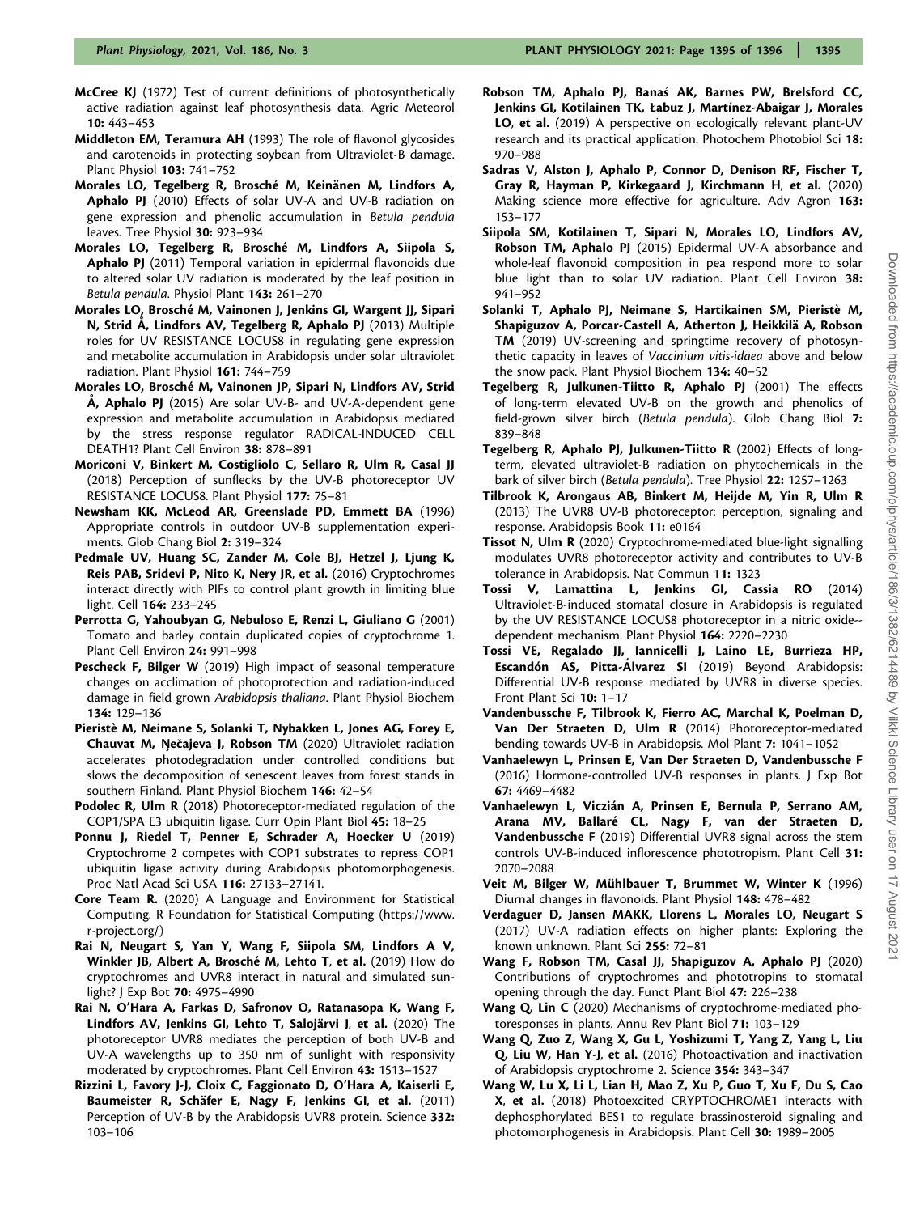**McCree KJ** (1972) Test of current definitions of photosynthetically active radiation against leaf photosynthesis data. Agric Meteorol **10:** 443–453

**Middleton EM, Teramura AH** (1993) The role of flavonol glycosides and carotenoids in protecting soybean from Ultraviolet-B damage. Plant Physiol **103:** 741–752

**Morales LO, Tegelberg R, Brosché M, Keinänen M, Lindfors A, Aphalo PJ** (2010) Effects of solar UV-A and UV-B radiation on gene expression and phenolic accumulation in *Betula pendula* leaves. Tree Physiol **30:** 923–934

**Morales LO, Tegelberg R, Brosché M, Lindfors A, Siipola S, Aphalo PJ** (2011) Temporal variation in epidermal flavonoids due to altered solar UV radiation is moderated by the leaf position in *Betula pendula*. Physiol Plant **143:** 261–270

**Morales LO, Brosché M, Vainonen J, Jenkins GI, Wargent JJ, Sipari N, Strid Å, Lindfors AV, Tegelberg R, Aphalo PJ** (2013) Multiple roles for UV RESISTANCE LOCUS8 in regulating gene expression and metabolite accumulation in Arabidopsis under solar ultraviolet radiation. Plant Physiol **161:** 744–759

**Morales LO, Brosché M, Vainonen JP, Sipari N, Lindfors AV, Strid Å, Aphalo PJ** (2015) Are solar UV-B- and UV-A-dependent gene expression and metabolite accumulation in Arabidopsis mediated by the stress response regulator RADICAL-INDUCED CELL DEATH1? Plant Cell Environ **38:** 878–891

**Moriconi V, Binkert M, Costigliolo C, Sellaro R, Ulm R, Casal JJ** (2018) Perception of sunflecks by the UV-B photoreceptor UV RESISTANCE LOCUS8. Plant Physiol **177:** 75–81

**Newsham KK, McLeod AR, Greenslade PD, Emmett BA** (1996) Appropriate controls in outdoor UV-B supplementation experiments. Glob Chang Biol **2:** 319–324

**Pedmale UV, Huang SC, Zander M, Cole BJ, Hetzel J, Ljung K, Reis PAB, Sridevi P, Nito K, Nery JR, et al.** (2016) Cryptochromes interact directly with PIFs to control plant growth in limiting blue light. Cell **164:** 233–245

**Perrotta G, Yahoubyan G, Nebuloso E, Renzi L, Giuliano G** (2001) Tomato and barley contain duplicated copies of cryptochrome 1. Plant Cell Environ **24:** 991–998

**Pescheck F, Bilger W** (2019) High impact of seasonal temperature changes on acclimation of photoprotection and radiation-induced damage in field grown *Arabidopsis thaliana*. Plant Physiol Biochem **134:** 129–136

**Pieristè M, Neimane S, Solanki T, Nybakken L, Jones AG, Forey E, Chauvat M, Ņečajeva J, Robson TM** (2020) Ultraviolet radiation accelerates photodegradation under controlled conditions but slows the decomposition of senescent leaves from forest stands in southern Finland. Plant Physiol Biochem **146:** 42–54

**Podolec R, Ulm R** (2018) Photoreceptor-mediated regulation of the COP1/SPA E3 ubiquitin ligase. Curr Opin Plant Biol **45:** 18–25

**Ponnu J, Riedel T, Penner E, Schrader A, Hoecker U** (2019) Cryptochrome 2 competes with COP1 substrates to repress COP1 ubiquitin ligase activity during Arabidopsis photomorphogenesis. Proc Natl Acad Sci USA **116:** 27133–27141.

**Core Team R.** (2020) A Language and Environment for Statistical Computing. R Foundation for Statistical Computing (https://www.r-project.org/)

**Rai N, Neugart S, Yan Y, Wang F, Siipola SM, Lindfors A V, Winkler JB, Albert A, Brosché M, Lehto T, et al.** (2019) How do cryptochromes and UVR8 interact in natural and simulated sunlight? J Exp Bot **70:** 4975–4990

**Rai N, O'Hara A, Farkas D, Safronov O, Ratanasopa K, Wang F, Lindfors AV, Jenkins GI, Lehto T, Salojärvi J, et al.** (2020) The photoreceptor UVR8 mediates the perception of both UV-B and UV-A wavelengths up to 350 nm of sunlight with responsivity moderated by cryptochromes. Plant Cell Environ **43:** 1513–1527

**Rizzini L, Favory J-J, Cloix C, Faggionato D, O'Hara A, Kaiserli E, Baumeister R, Schäfer E, Nagy F, Jenkins GI, et al.** (2011) Perception of UV-B by the Arabidopsis UVR8 protein. Science **332:** 103–106

**Robson TM, Aphalo PJ, Banaś AK, Barnes PW, Brelsford CC, Jenkins GI, Kotilainen TK, Łabuz J, Martínez-Abaigar J, Morales LO, et al.** (2019) A perspective on ecologically relevant plant-UV research and its practical application. Photochem Photobiol Sci **18:** 970–988

**Sadras V, Alston J, Aphalo P, Connor D, Denison RF, Fischer T, Gray R, Hayman P, Kirkegaard J, Kirchmann H, et al.** (2020) Making science more effective for agriculture. Adv Agron **163:** 153–177

**Siipola SM, Kotilainen T, Sipari N, Morales LO, Lindfors AV, Robson TM, Aphalo PJ** (2015) Epidermal UV-A absorbance and whole-leaf flavonoid composition in pea respond more to solar blue light than to solar UV radiation. Plant Cell Environ **38:** 941–952

**Solanki T, Aphalo PJ, Neimane S, Hartikainen SM, Pieristè M, Shapiguzov A, Porcar-Castell A, Atherton J, Heikkilä A, Robson TM** (2019) UV-screening and springtime recovery of photosynthetic capacity in leaves of *Vaccinium vitis-idaea* above and below the snow pack. Plant Physiol Biochem **134:** 40–52

**Tegelberg R, Julkunen-Tiitto R, Aphalo PJ** (2001) The effects of long-term elevated UV-B on the growth and phenolics of field-grown silver birch (*Betula pendula*). Glob Chang Biol **7:** 839–848

**Tegelberg R, Aphalo PJ, Julkunen-Tiitto R** (2002) Effects of long-term, elevated ultraviolet-B radiation on phytochemicals in the bark of silver birch (*Betula pendula*). Tree Physiol **22:** 1257–1263

**Tilbrook K, Arongaus AB, Binkert M, Heijde M, Yin R, Ulm R** (2013) The UVR8 UV-B photoreceptor: perception, signaling and response. Arabidopsis Book **11:** e0164

**Tissot N, Ulm R** (2020) Cryptochrome-mediated blue-light signalling modulates UVR8 photoreceptor activity and contributes to UV-B tolerance in Arabidopsis. Nat Commun **11:** 1323

**Tossi V, Lamattina L, Jenkins GI, Cassia RO** (2014) Ultraviolet-B-induced stomatal closure in Arabidopsis is regulated by the UV RESISTANCE LOCUS8 photoreceptor in a nitric oxide--dependent mechanism. Plant Physiol **164:** 2220–2230

**Tossi VE, Regalado JJ, Iannicelli J, Laino LE, Burrieza HP, Escandón AS, Pitta-Álvarez SI** (2019) Beyond Arabidopsis: Differential UV-B response mediated by UVR8 in diverse species. Front Plant Sci **10:** 1–17

**Vandenbussche F, Tilbrook K, Fierro AC, Marchal K, Poelman D, Van Der Straeten D, Ulm R** (2014) Photoreceptor-mediated bending towards UV-B in Arabidopsis. Mol Plant **7:** 1041–1052

**Vanhaelewyn L, Prinsen E, Van Der Straeten D, Vandenbussche F** (2016) Hormone-controlled UV-B responses in plants. J Exp Bot **67:** 4469–4482

**Vanhaelewyn L, Viczián A, Prinsen E, Bernula P, Serrano AM, Arana MV, Ballaré CL, Nagy F, van der Straeten D, Vandenbussche F** (2019) Differential UVR8 signal across the stem controls UV-B-induced inflorescence phototropism. Plant Cell **31:** 2070–2088

**Veit M, Bilger W, Mühlbauer T, Brummet W, Winter K** (1996) Diurnal changes in flavonoids. Plant Physiol **148:** 478–482

**Verdaguer D, Jansen MAKK, Llorens L, Morales LO, Neugart S** (2017) UV-A radiation effects on higher plants: Exploring the known unknown. Plant Sci **255:** 72–81

**Wang F, Robson TM, Casal JJ, Shapiguzov A, Aphalo PJ** (2020) Contributions of cryptochromes and phototropins to stomatal opening through the day. Funct Plant Biol **47:** 226–238

**Wang Q, Lin C** (2020) Mechanisms of cryptochrome-mediated photoresponses in plants. Annu Rev Plant Biol **71:** 103–129

**Wang Q, Zuo Z, Wang X, Gu L, Yoshizumi T, Yang Z, Yang L, Liu Q, Liu W, Han Y-J, et al.** (2016) Photoactivation and inactivation of Arabidopsis cryptochrome 2. Science **354:** 343–347

**Wang W, Lu X, Li L, Lian H, Mao Z, Xu P, Guo T, Xu F, Du S, Cao X, et al.** (2018) Photoexcited CRYPTOCHROME1 interacts with dephosphorylated BES1 to regulate brassinosteroid signaling and photomorphogenesis in Arabidopsis. Plant Cell **30:** 1989–2005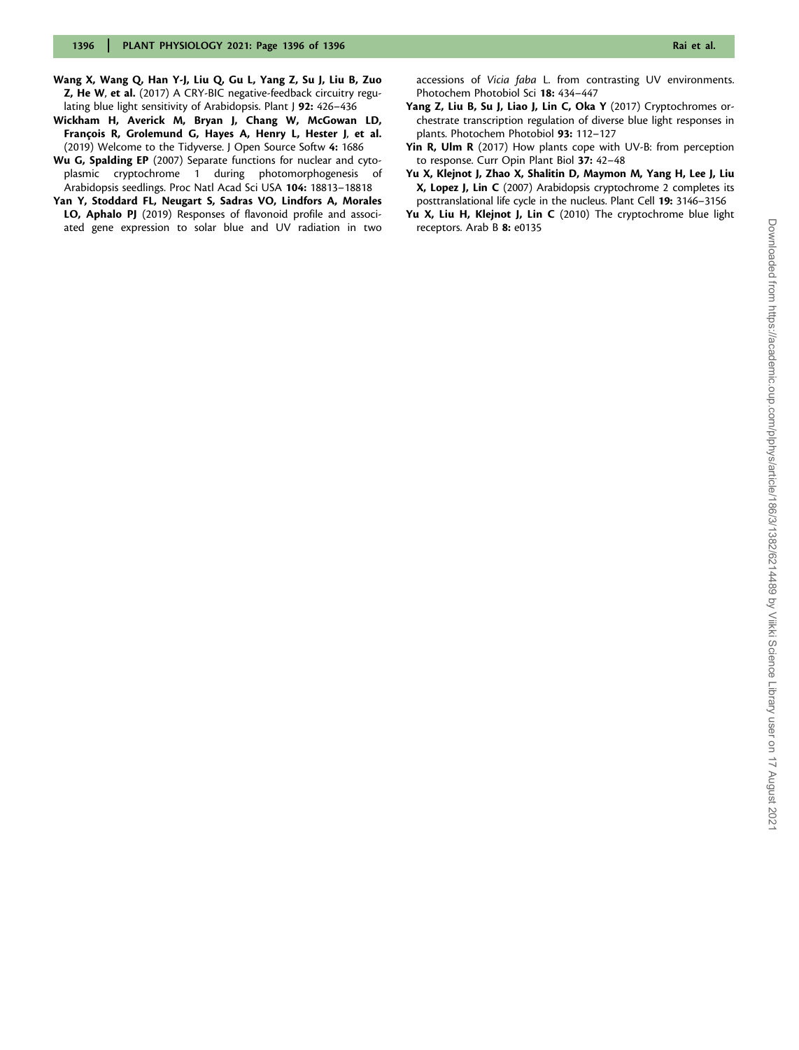**Wang X, Wang Q, Han Y-J, Liu Q, Gu L, Yang Z, Su J, Liu B, Zuo Z, He W**, et al. (2017) A CRY-BIC negative-feedback circuitry regulating blue light sensitivity of Arabidopsis. Plant J **92:** 426–436

**Wickham H, Averick M, Bryan J, Chang W, McGowan LD, François R, Grolemund G, Hayes A, Henry L, Hester J**, et al. (2019) Welcome to the Tidyverse. J Open Source Softw **4:** 1686

**Wu G, Spalding EP** (2007) Separate functions for nuclear and cytoplasmic cryptochrome 1 during photomorphogenesis of Arabidopsis seedlings. Proc Natl Acad Sci USA **104:** 18813–18818

**Yan Y, Stoddard FL, Neugart S, Sadras VO, Lindfors A, Morales LO, Aphalo PJ** (2019) Responses of flavonoid profile and associated gene expression to solar blue and UV radiation in two accessions of *Vicia faba* L. from contrasting UV environments. Photochem Photobiol Sci **18:** 434–447

**Yang Z, Liu B, Su J, Liao J, Lin C, Oka Y** (2017) Cryptochromes orchestrate transcription regulation of diverse blue light responses in plants. Photochem Photobiol **93:** 112–127

**Yin R, Ulm R** (2017) How plants cope with UV-B: from perception to response. Curr Opin Plant Biol **37:** 42–48

**Yu X, Klejnot J, Zhao X, Shalitin D, Maymon M, Yang H, Lee J, Liu X, Lopez J, Lin C** (2007) Arabidopsis cryptochrome 2 completes its posttranslational life cycle in the nucleus. Plant Cell **19:** 3146–3156

**Yu X, Liu H, Klejnot J, Lin C** (2010) The cryptochrome blue light receptors. Arab B **8:** e0135